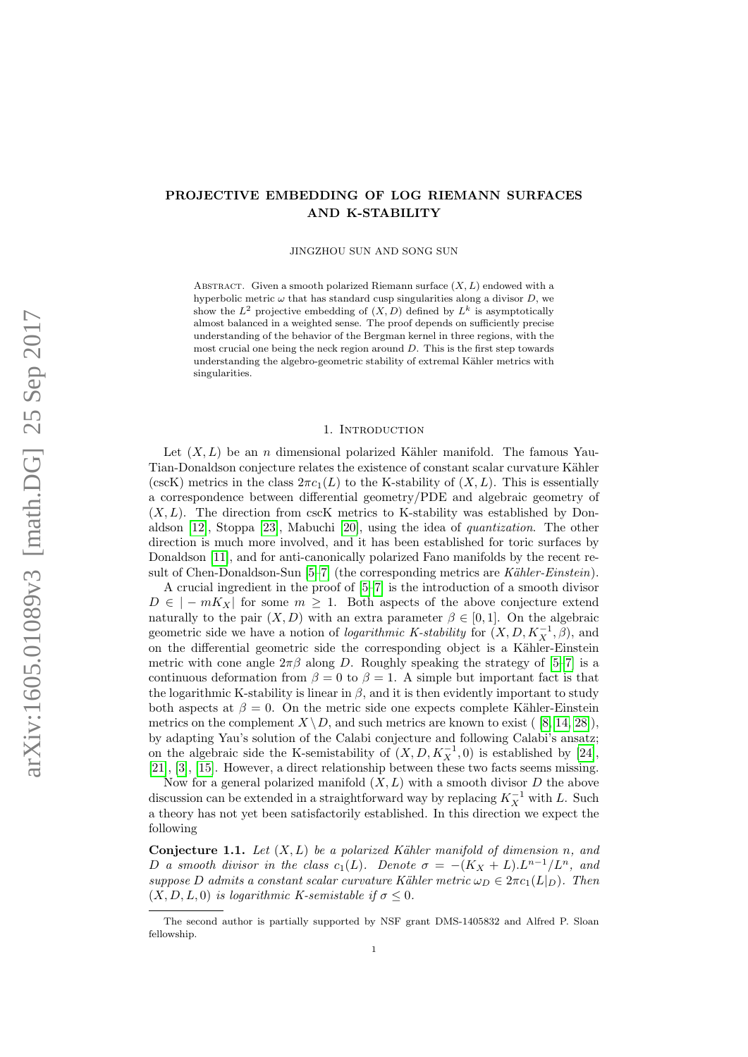# PROJECTIVE EMBEDDING OF LOG RIEMANN SURFACES AND K-STABILITY

JINGZHOU SUN AND SONG SUN

ABSTRACT. Given a smooth polarized Riemann surface $(X, L)$ endowed with a hyperbolic metric $\omega$ that has standard cusp singularities along a divisor $D$, we show the $L^2$ projective embedding of $(X, D)$ defined by $L^k$ is asymptotically almost balanced in a weighted sense. The proof depends on sufficiently precise understanding of the behavior of the Bergman kernel in three regions, with the most crucial one being the neck region around $D$. This is the first step towards understanding the algebro-geometric stability of extremal Kähler metrics with singularities.

## 1. INTRODUCTION

Let $(X, L)$ be an $n$ dimensional polarized Kähler manifold. The famous Yau-Tian-Donaldson conjecture relates the existence of constant scalar curvature Kähler (cscK) metrics in the class $2\pi c_1(L)$ to the K-stability of $(X, L)$. This is essentially a correspondence between differential geometry/PDE and algebraic geometry of $(X, L)$. The direction from cscK metrics to K-stability was established by Donaldson [12], Stoppa [23], Mabuchi [20], using the idea of *quantization*. The other direction is much more involved, and it has been established for toric surfaces by Donaldson [11], and for anti-canonically polarized Fano manifolds by the recent result of Chen-Donaldson-Sun [5–7] (the corresponding metrics are *Kähler-Einstein*).

A crucial ingredient in the proof of [5–7] is the introduction of a smooth divisor $D \in |-mK_X|$ for some $m \geq 1$. Both aspects of the above conjecture extend naturally to the pair $(X, D)$ with an extra parameter $\beta \in [0, 1]$. On the algebraic geometric side we have a notion of *logarithmic K-stability* for $(X, D, K_X^{-1}, \beta)$, and on the differential geometric side the corresponding object is a Kähler-Einstein metric with cone angle $2\pi\beta$ along $D$. Roughly speaking the strategy of [5–7] is a continuous deformation from $\beta = 0$ to $\beta = 1$. A simple but important fact is that the logarithmic K-stability is linear in $\beta$, and it is then evidently important to study both aspects at $\beta = 0$. On the metric side one expects complete Kähler-Einstein metrics on the complement $X \setminus D$, and such metrics are known to exist ( [8, 14, 28]), by adapting Yau's solution of the Calabi conjecture and following Calabi's ansatz; on the algebraic side the K-semistability of $(X, D, K_X^{-1}, 0)$ is established by [24], [21], [3], [15]. However, a direct relationship between these two facts seems missing.

Now for a general polarized manifold $(X, L)$ with a smooth divisor $D$ the above discussion can be extended in a straightforward way by replacing $K_X^{-1}$ with $L$. Such a theory has not yet been satisfactorily established. In this direction we expect the following

**Conjecture 1.1.** *Let $(X, L)$ be a polarized Kähler manifold of dimension $n$, and $D$ a smooth divisor in the class $c_1(L)$. Denote $\sigma = -(K_X + L).L^{n-1}/L^n$, and suppose $D$ admits a constant scalar curvature Kähler metric $\omega_D \in 2\pi c_1(L|_D)$. Then $(X, D, L, 0)$ is logarithmic K-semistable if $\sigma \leq 0$.*

The second author is partially supported by NSF grant DMS-1405832 and Alfred P. Sloan fellowship.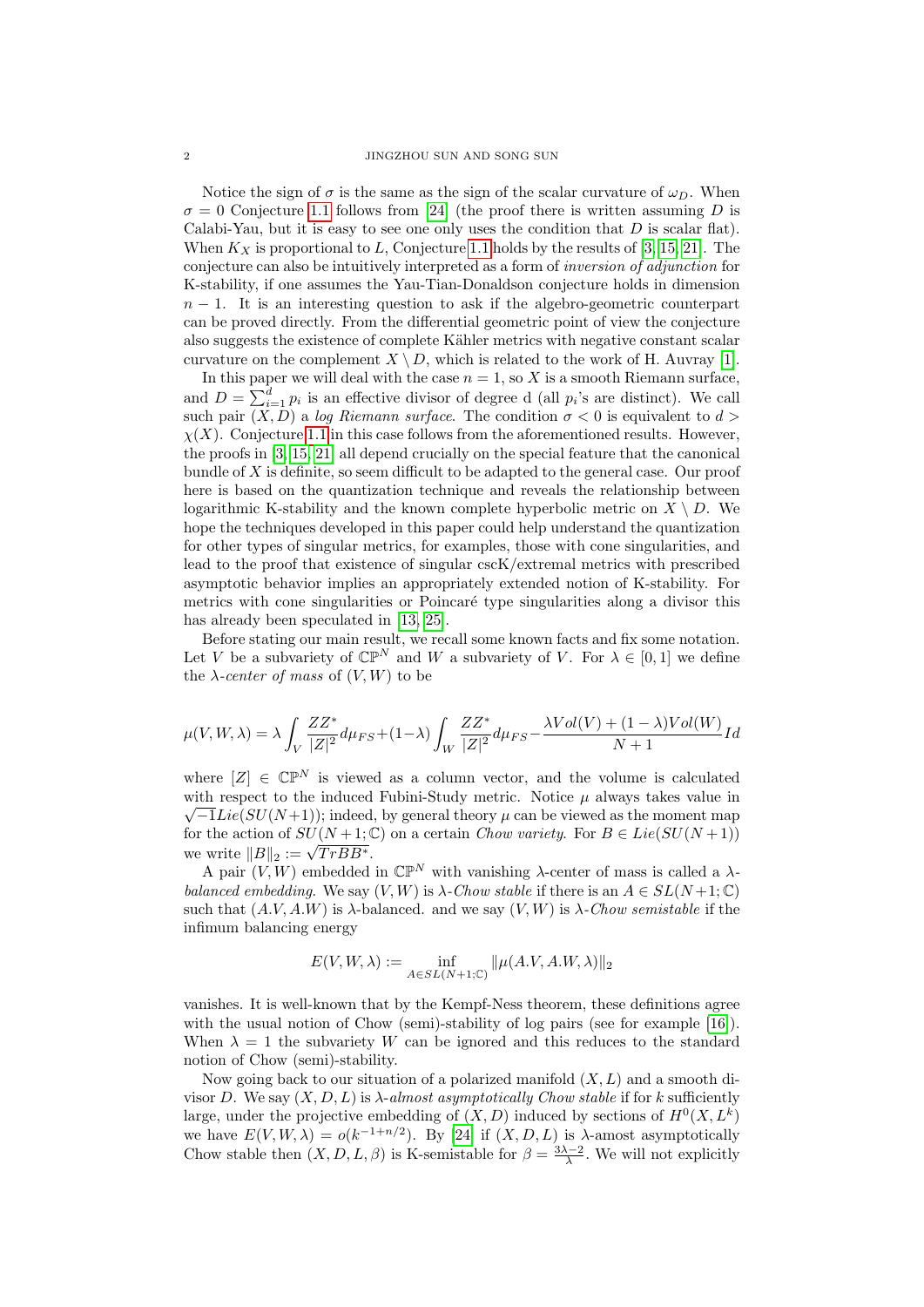Notice the sign of $\sigma$ is the same as the sign of the scalar curvature of $\omega_D$. When $\sigma = 0$ Conjecture 1.1 follows from [24] (the proof there is written assuming $D$ is Calabi-Yau, but it is easy to see one only uses the condition that $D$ is scalar flat). When $K_X$ is proportional to $L$, Conjecture 1.1 holds by the results of [3, 15, 21]. The conjecture can also be intuitively interpreted as a form of *inversion of adjunction* for K-stability, if one assumes the Yau-Tian-Donaldson conjecture holds in dimension $n-1$. It is an interesting question to ask if the algebro-geometric counterpart can be proved directly. From the differential geometric point of view the conjecture also suggests the existence of complete Kähler metrics with negative constant scalar curvature on the complement $X \setminus D$, which is related to the work of H. Auvray [1].

In this paper we will deal with the case $n = 1$, so $X$ is a smooth Riemann surface, and $D = \sum_{i=1}^{d} p_i$ is an effective divisor of degree d (all $p_i$'s are distinct). We call such pair $(X, D)$ a *log Riemann surface*. The condition $\sigma < 0$ is equivalent to $d > \chi(X)$. Conjecture 1.1 in this case follows from the aforementioned results. However, the proofs in [3, 15, 21] all depend crucially on the special feature that the canonical bundle of $X$ is definite, so seem difficult to be adapted to the general case. Our proof here is based on the quantization technique and reveals the relationship between logarithmic K-stability and the known complete hyperbolic metric on $X \setminus D$. We hope the techniques developed in this paper could help understand the quantization for other types of singular metrics, for examples, those with cone singularities, and lead to the proof that existence of singular cscK/extremal metrics with prescribed asymptotic behavior implies an appropriately extended notion of K-stability. For metrics with cone singularities or Poincaré type singularities along a divisor this has already been speculated in [13, 25].

Before stating our main result, we recall some known facts and fix some notation. Let $V$ be a subvariety of $\mathbb{CP}^N$ and $W$ a subvariety of $V$. For $\lambda \in [0, 1]$ we define the $\lambda$-*center of mass* of $(V, W)$ to be

$$\mu(V, W, \lambda) = \lambda \int_V \frac{ZZ^*}{|Z|^2} d\mu_{FS} + (1-\lambda) \int_W \frac{ZZ^*}{|Z|^2} d\mu_{FS} - \frac{\lambda Vol(V) + (1-\lambda)Vol(W)}{N+1} Id$$

where $[Z] \in \mathbb{CP}^N$ is viewed as a column vector, and the volume is calculated with respect to the induced Fubini-Study metric. Notice $\mu$ always takes value in $\sqrt{-1}Lie(SU(N+1))$; indeed, by general theory $\mu$ can be viewed as the moment map for the action of $SU(N+1; \mathbb{C})$ on a certain *Chow variety*. For $B \in Lie(SU(N+1))$ we write $\|B\|_2 := \sqrt{TrBB^*}$.

A pair $(V, W)$ embedded in $\mathbb{CP}^N$ with vanishing $\lambda$-center of mass is called a $\lambda$-*balanced embedding*. We say $(V, W)$ is $\lambda$-*Chow stable* if there is an $A \in SL(N+1; \mathbb{C})$ such that $(A.V, A.W)$ is $\lambda$-balanced. and we say $(V, W)$ is $\lambda$-*Chow semistable* if the infimum balancing energy

$$E(V, W, \lambda) := \inf_{A \in SL(N+1;\mathbb{C})} \|\mu(A.V, A.W, \lambda)\|_2$$

vanishes. It is well-known that by the Kempf-Ness theorem, these definitions agree with the usual notion of Chow (semi)-stability of log pairs (see for example [16]). When $\lambda = 1$ the subvariety $W$ can be ignored and this reduces to the standard notion of Chow (semi)-stability.

Now going back to our situation of a polarized manifold $(X, L)$ and a smooth divisor $D$. We say $(X, D, L)$ is $\lambda$-*almost asymptotically Chow stable* if for $k$ sufficiently large, under the projective embedding of $(X, D)$ induced by sections of $H^0(X, L^k)$ we have $E(V, W, \lambda) = o(k^{-1+n/2})$. By [24] if $(X, D, L)$ is $\lambda$-amost asymptotically Chow stable then $(X, D, L, \beta)$ is K-semistable for $\beta = \frac{3\lambda - 2}{\lambda}$. We will not explicitly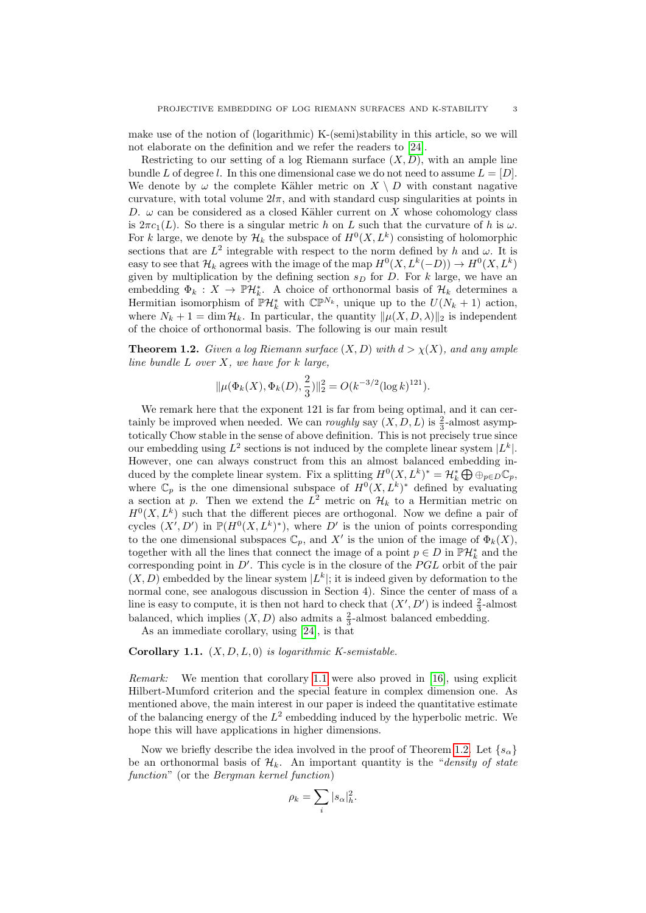make use of the notion of (logarithmic) K-(semi)stability in this article, so we will not elaborate on the definition and we refer the readers to [24].

Restricting to our setting of a log Riemann surface $(X, D)$, with an ample line bundle $L$ of degree $l$. In this one dimensional case we do not need to assume $L = [D]$. We denote by $\omega$ the complete Kähler metric on $X \setminus D$ with constant nagative curvature, with total volume $2l\pi$, and with standard cusp singularities at points in $D$. $\omega$ can be considered as a closed Kähler current on $X$ whose cohomology class is $2\pi c_1(L)$. So there is a singular metric $h$ on $L$ such that the curvature of $h$ is $\omega$. For $k$ large, we denote by $\mathcal{H}_k$ the subspace of $H^0(X, L^k)$ consisting of holomorphic sections that are $L^2$ integrable with respect to the norm defined by $h$ and $\omega$. It is easy to see that $\mathcal{H}_k$ agrees with the image of the map $H^0(X, L^k(-D)) \to H^0(X, L^k)$ given by multiplication by the defining section $s_D$ for $D$. For $k$ large, we have an embedding $\Phi_k : X \to \mathbb{P}\mathcal{H}_k^*$. A choice of orthonormal basis of $\mathcal{H}_k$ determines a Hermitian isomorphism of $\mathbb{P}\mathcal{H}_k^*$ with $\mathbb{CP}^{N_k}$, unique up to the $U(N_k + 1)$ action, where $N_k + 1 = \dim \mathcal{H}_k$. In particular, the quantity $\|\mu(X, D, \lambda)\|_2$ is independent of the choice of orthonormal basis. The following is our main result

**Theorem 1.2.** *Given a log Riemann surface $(X, D)$ with $d > \chi(X)$, and any ample line bundle $L$ over $X$, we have for $k$ large,*

$$\|\mu(\Phi_k(X), \Phi_k(D), \frac{2}{3})\|_2^2 = O(k^{-3/2}(\log k)^{121}).$$

We remark here that the exponent 121 is far from being optimal, and it can certainly be improved when needed. We can *roughly* say $(X, D, L)$ is $\frac{2}{3}$-almost asymptotically Chow stable in the sense of above definition. This is not precisely true since our embedding using $L^2$ sections is not induced by the complete linear system $|L^k|$. However, one can always construct from this an almost balanced embedding induced by the complete linear system. Fix a splitting $H^0(X, L^k)^* = \mathcal{H}_k^* \bigoplus \oplus_{p \in D} \mathbb{C}_p$, where $\mathbb{C}_p$ is the one dimensional subspace of $H^0(X, L^k)^*$ defined by evaluating a section at $p$. Then we extend the $L^2$ metric on $\mathcal{H}_k$ to a Hermitian metric on $H^0(X, L^k)$ such that the different pieces are orthogonal. Now we define a pair of cycles $(X', D')$ in $\mathbb{P}(H^0(X, L^k)^*)$, where $D'$ is the union of points corresponding to the one dimensional subspaces $\mathbb{C}_p$, and $X'$ is the union of the image of $\Phi_k(X)$, together with all the lines that connect the image of a point $p \in D$ in $\mathbb{P}\mathcal{H}_k^*$ and the corresponding point in $D'$. This cycle is in the closure of the $PGL$ orbit of the pair $(X, D)$ embedded by the linear system $|L^k|$; it is indeed given by deformation to the normal cone, see analogous discussion in Section 4). Since the center of mass of a line is easy to compute, it is then not hard to check that $(X', D')$ is indeed $\frac{2}{3}$-almost balanced, which implies $(X, D)$ also admits a $\frac{2}{3}$-almost balanced embedding.

As an immediate corollary, using [24], is that

**Corollary 1.1.** *$(X, D, L, 0)$ is logarithmic K-semistable.*

*Remark:* We mention that corollary 1.1 were also proved in [16], using explicit Hilbert-Mumford criterion and the special feature in complex dimension one. As mentioned above, the main interest in our paper is indeed the quantitative estimate of the balancing energy of the $L^2$ embedding induced by the hyperbolic metric. We hope this will have applications in higher dimensions.

Now we briefly describe the idea involved in the proof of Theorem 1.2. Let $\{s_\alpha\}$ be an orthonormal basis of $\mathcal{H}_k$. An important quantity is the "*density of state function*" (or the *Bergman kernel function*)

$$\rho_k = \sum_i |s_\alpha|_h^2.$$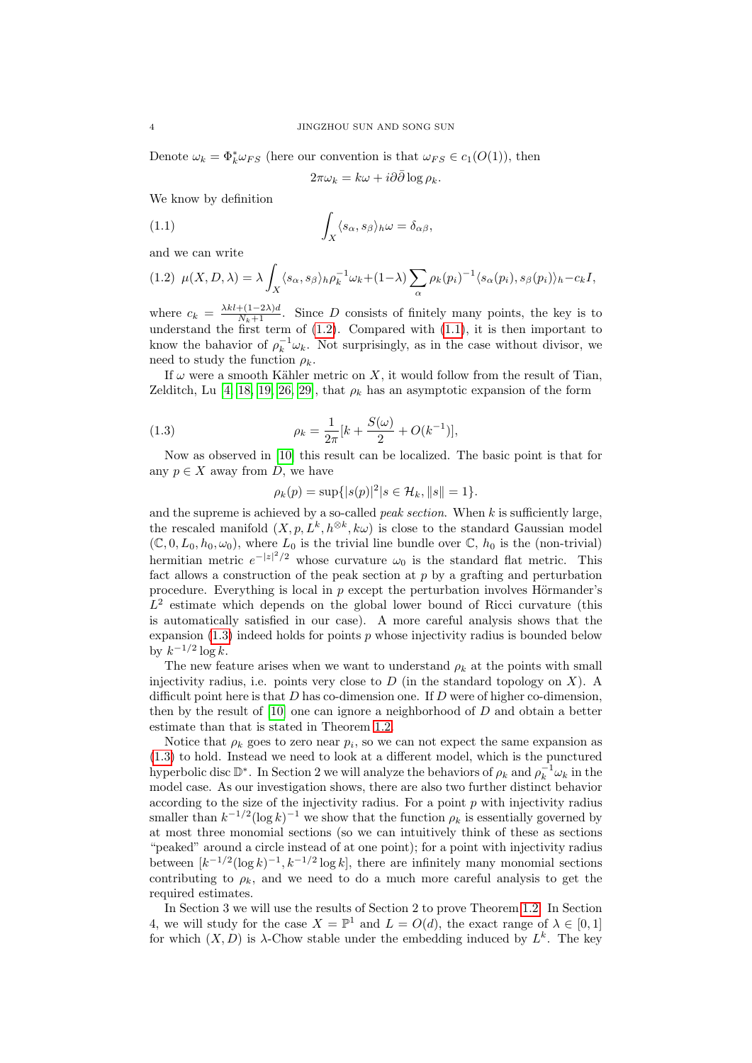Denote $\omega_k = \Phi_k^*\omega_{FS}$ (here our convention is that $\omega_{FS} \in c_1(O(1))$, then

$$2\pi\omega_k = k\omega + i\partial\bar{\partial}\log\rho_k.$$

We know by definition

$$\int_X \langle s_\alpha, s_\beta\rangle_h \omega = \delta_{\alpha\beta}, \tag{1.1}$$

and we can write

$$\mu(X, D, \lambda) = \lambda\int_X \langle s_\alpha, s_\beta\rangle_h \rho_k^{-1}\omega_k + (1-\lambda)\sum_\alpha \rho_k(p_i)^{-1}\langle s_\alpha(p_i), s_\beta(p_i)\rangle_h - c_k I, \tag{1.2}$$

where $c_k = \frac{\lambda kl + (1-2\lambda)d}{N_k+1}$. Since $D$ consists of finitely many points, the key is to understand the first term of (1.2). Compared with (1.1), it is then important to know the bahavior of $\rho_k^{-1}\omega_k$. Not surprisingly, as in the case without divisor, we need to study the function $\rho_k$.

If $\omega$ were a smooth Kähler metric on $X$, it would follow from the result of Tian, Zelditch, Lu [4, 18, 19, 26, 29], that $\rho_k$ has an asymptotic expansion of the form

$$\rho_k = \frac{1}{2\pi}[k + \frac{S(\omega)}{2} + O(k^{-1})], \tag{1.3}$$

Now as observed in [10] this result can be localized. The basic point is that for any $p \in X$ away from $D$, we have

$$\rho_k(p) = \sup\{|s(p)|^2 | s \in \mathcal{H}_k, \|s\| = 1\}.$$

and the supreme is achieved by a so-called *peak section*. When $k$ is sufficiently large, the rescaled manifold $(X, p, L^k, h^{\otimes k}, k\omega)$ is close to the standard Gaussian model $(\mathbb{C}, 0, L_0, h_0, \omega_0)$, where $L_0$ is the trivial line bundle over $\mathbb{C}$, $h_0$ is the (non-trivial) hermitian metric $e^{-|z|^2/2}$ whose curvature $\omega_0$ is the standard flat metric. This fact allows a construction of the peak section at $p$ by a grafting and perturbation procedure. Everything is local in $p$ except the perturbation involves Hörmander's $L^2$ estimate which depends on the global lower bound of Ricci curvature (this is automatically satisfied in our case). A more careful analysis shows that the expansion (1.3) indeed holds for points $p$ whose injectivity radius is bounded below by $k^{-1/2}\log k$.

The new feature arises when we want to understand $\rho_k$ at the points with small injectivity radius, i.e. points very close to $D$ (in the standard topology on $X$). A difficult point here is that $D$ has co-dimension one. If $D$ were of higher co-dimension, then by the result of [10] one can ignore a neighborhood of $D$ and obtain a better estimate than that is stated in Theorem 1.2.

Notice that $\rho_k$ goes to zero near $p_i$, so we can not expect the same expansion as (1.3) to hold. Instead we need to look at a different model, which is the punctured hyperbolic disc $\mathbb{D}^*$. In Section 2 we will analyze the behaviors of $\rho_k$ and $\rho_k^{-1}\omega_k$ in the model case. As our investigation shows, there are also two further distinct behavior according to the size of the injectivity radius. For a point $p$ with injectivity radius smaller than $k^{-1/2}(\log k)^{-1}$ we show that the function $\rho_k$ is essentially governed by at most three monomial sections (so we can intuitively think of these as sections "peaked" around a circle instead of at one point); for a point with injectivity radius between $[k^{-1/2}(\log k)^{-1}, k^{-1/2}\log k]$, there are infinitely many monomial sections contributing to $\rho_k$, and we need to do a much more careful analysis to get the required estimates.

In Section 3 we will use the results of Section 2 to prove Theorem 1.2. In Section 4, we will study for the case $X = \mathbb{P}^1$ and $L = O(d)$, the exact range of $\lambda \in [0, 1]$ for which $(X, D)$ is $\lambda$-Chow stable under the embedding induced by $L^k$. The key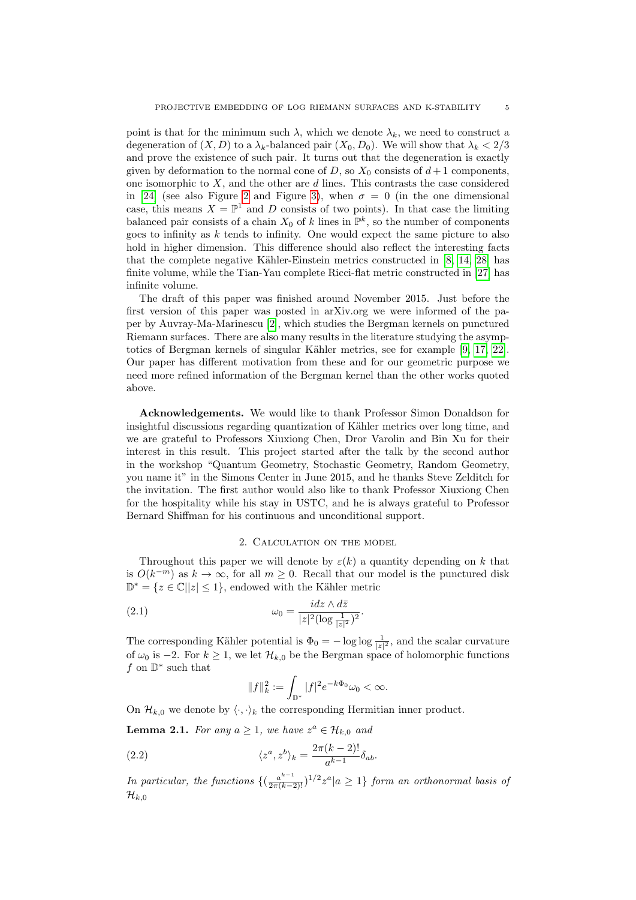point is that for the minimum such $\lambda$, which we denote $\lambda_k$, we need to construct a degeneration of $(X, D)$ to a $\lambda_k$-balanced pair $(X_0, D_0)$. We will show that $\lambda_k < 2/3$ and prove the existence of such pair. It turns out that the degeneration is exactly given by deformation to the normal cone of $D$, so $X_0$ consists of $d+1$ components, one isomorphic to $X$, and the other are $d$ lines. This contrasts the case considered in [24] (see also Figure 2 and Figure 3), when $\sigma = 0$ (in the one dimensional case, this means $X = \mathbb{P}^1$ and $D$ consists of two points). In that case the limiting balanced pair consists of a chain $X_0$ of $k$ lines in $\mathbb{P}^k$, so the number of components goes to infinity as $k$ tends to infinity. One would expect the same picture to also hold in higher dimension. This difference should also reflect the interesting facts that the complete negative Kähler-Einstein metrics constructed in [8, 14, 28] has finite volume, while the Tian-Yau complete Ricci-flat metric constructed in [27] has infinite volume.

The draft of this paper was finished around November 2015. Just before the first version of this paper was posted in arXiv.org we were informed of the paper by Auvray-Ma-Marinescu [2], which studies the Bergman kernels on punctured Riemann surfaces. There are also many results in the literature studying the asymptotics of Bergman kernels of singular Kähler metrics, see for example [9, 17, 22]. Our paper has different motivation from these and for our geometric purpose we need more refined information of the Bergman kernel than the other works quoted above.

**Acknowledgements.** We would like to thank Professor Simon Donaldson for insightful discussions regarding quantization of Kähler metrics over long time, and we are grateful to Professors Xiuxiong Chen, Dror Varolin and Bin Xu for their interest in this result. This project started after the talk by the second author in the workshop "Quantum Geometry, Stochastic Geometry, Random Geometry, you name it" in the Simons Center in June 2015, and he thanks Steve Zelditch for the invitation. The first author would also like to thank Professor Xiuxiong Chen for the hospitality while his stay in USTC, and he is always grateful to Professor Bernard Shiffman for his continuous and unconditional support.

## 2. Calculation on the model

Throughout this paper we will denote by $\varepsilon(k)$ a quantity depending on $k$ that is $O(k^{-m})$ as $k \to \infty$, for all $m \geq 0$. Recall that our model is the punctured disk $\mathbb{D}^* = \{z \in \mathbb{C} | |z| \leq 1\}$, endowed with the Kähler metric

$$\omega_0 = \frac{i dz \wedge d\bar{z}}{|z|^2 (\log \frac{1}{|z|^2})^2}. \tag{2.1}$$

The corresponding Kähler potential is $\Phi_0 = -\log \log \frac{1}{|z|^2}$, and the scalar curvature of $\omega_0$ is $-2$. For $k \geq 1$, we let $\mathcal{H}_{k,0}$ be the Bergman space of holomorphic functions $f$ on $\mathbb{D}^*$ such that

$$\|f\|_k^2 := \int_{\mathbb{D}^*} |f|^2 e^{-k\Phi_0} \omega_0 < \infty.$$

On $\mathcal{H}_{k,0}$ we denote by $\langle \cdot, \cdot \rangle_k$ the corresponding Hermitian inner product.

**Lemma 2.1.** *For any $a \geq 1$, we have $z^a \in \mathcal{H}_{k,0}$ and*

$$\langle z^a, z^b \rangle_k = \frac{2\pi (k-2)!}{a^{k-1}} \delta_{ab}. \tag{2.2}$$

*In particular, the functions $\{(\frac{a^{k-1}}{2\pi(k-2)!})^{1/2} z^a | a \geq 1\}$ form an orthonormal basis of $\mathcal{H}_{k,0}$*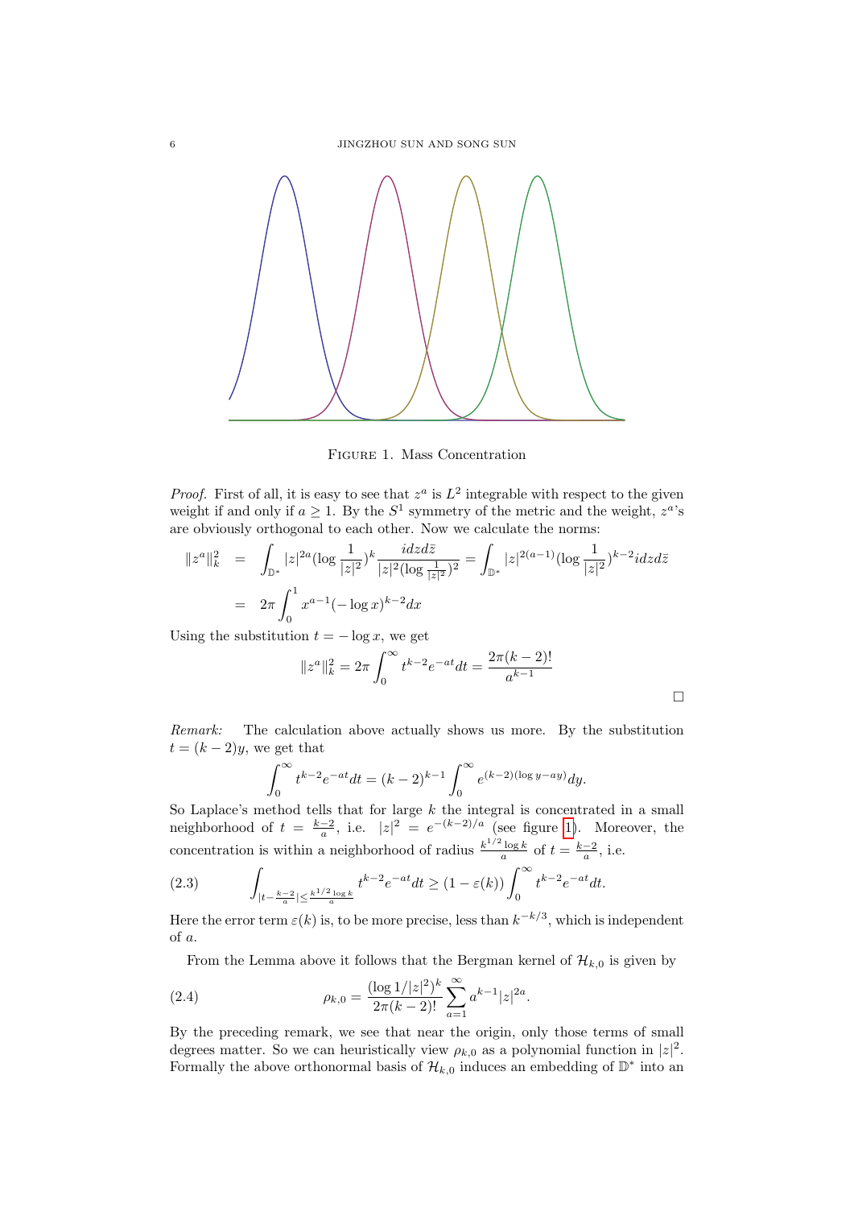FIGURE 1. Mass Concentration

*Proof.* First of all, it is easy to see that $z^a$ is $L^2$ integrable with respect to the given weight if and only if $a \geq 1$. By the $S^1$ symmetry of the metric and the weight, $z^a$'s are obviously orthogonal to each other. Now we calculate the norms:

$$
\begin{aligned}
\|z^a\|_k^2 &= \int_{\mathbb{D}^*} |z|^{2a} (\log \frac{1}{|z|^2})^k \frac{idz d\bar{z}}{|z|^2 (\log \frac{1}{|z|^2})^2} = \int_{\mathbb{D}^*} |z|^{2(a-1)} (\log \frac{1}{|z|^2})^{k-2} idz d\bar{z} \\
&= 2\pi \int_0^1 x^{a-1} (-\log x)^{k-2} dx
\end{aligned}
$$

Using the substitution $t = -\log x$, we get

$$
\|z^a\|_k^2 = 2\pi \int_0^\infty t^{k-2} e^{-at} dt = \frac{2\pi (k-2)!}{a^{k-1}}
$$

□

*Remark:* The calculation above actually shows us more. By the substitution $t = (k-2)y$, we get that

$$
\int_0^\infty t^{k-2} e^{-at} dt = (k-2)^{k-1} \int_0^\infty e^{(k-2)(\log y - ay)} dy.
$$

So Laplace's method tells that for large $k$ the integral is concentrated in a small neighborhood of $t = \frac{k-2}{a}$, i.e. $|z|^2 = e^{-(k-2)/a}$ (see figure 1). Moreover, the concentration is within a neighborhood of radius $\frac{k^{1/2} \log k}{a}$ of $t = \frac{k-2}{a}$, i.e.

$$
\int_{|t - \frac{k-2}{a}| \leq \frac{k^{1/2} \log k}{a}} t^{k-2} e^{-at} dt \geq (1 - \varepsilon(k)) \int_0^\infty t^{k-2} e^{-at} dt. \tag{2.3}
$$

Here the error term $\varepsilon(k)$ is, to be more precise, less than $k^{-k/3}$, which is independent of $a$.

From the Lemma above it follows that the Bergman kernel of $\mathcal{H}_{k,0}$ is given by

$$
\rho_{k,0} = \frac{(\log 1/|z|^2)^k}{2\pi (k-2)!} \sum_{a=1}^\infty a^{k-1} |z|^{2a}. \tag{2.4}
$$

By the preceding remark, we see that near the origin, only those terms of small degrees matter. So we can heuristically view $\rho_{k,0}$ as a polynomial function in $|z|^2$. Formally the above orthonormal basis of $\mathcal{H}_{k,0}$ induces an embedding of $\mathbb{D}^*$ into an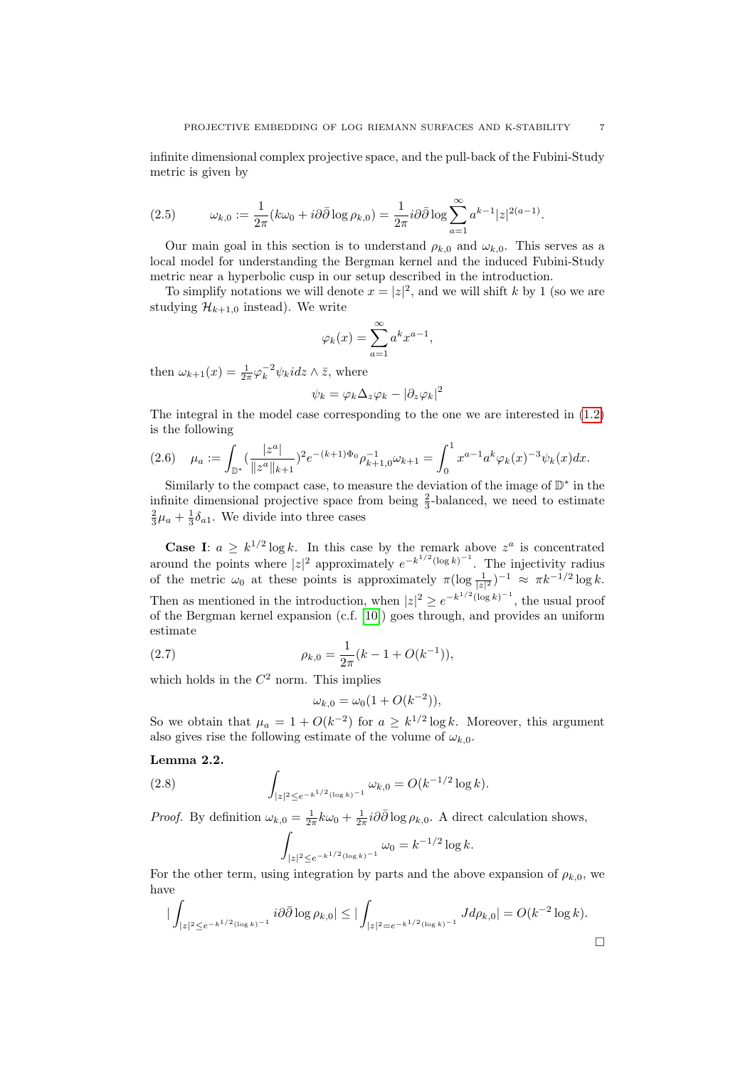infinite dimensional complex projective space, and the pull-back of the Fubini-Study metric is given by

$$\omega_{k,0} := \frac{1}{2\pi}(k\omega_0 + i\partial\bar{\partial}\log \rho_{k,0}) = \frac{1}{2\pi} i\partial\bar{\partial}\log \sum_{a=1}^{\infty} a^{k-1}|z|^{2(a-1)}. \tag{2.5}$$

Our main goal in this section is to understand $\rho_{k,0}$ and $\omega_{k,0}$. This serves as a local model for understanding the Bergman kernel and the induced Fubini-Study metric near a hyperbolic cusp in our setup described in the introduction.

To simplify notations we will denote $x = |z|^2$, and we will shift $k$ by 1 (so we are studying $\mathcal{H}_{k+1,0}$ instead). We write

$$\varphi_k(x) = \sum_{a=1}^{\infty} a^k x^{a-1},$$

then $\omega_{k+1}(x) = \frac{1}{2\pi}\varphi_k^{-2}\psi_k i dz \wedge \bar{z}$, where

$$\psi_k = \varphi_k \Delta_z \varphi_k - |\partial_z \varphi_k|^2$$

The integral in the model case corresponding to the one we are interested in (1.2) is the following

$$\mu_a := \int_{\mathbb{D}^*} (\frac{|z^a|}{\|z^a\|_{k+1}})^2 e^{-(k+1)\Phi_0}\rho_{k+1,0}^{-1}\omega_{k+1} = \int_0^1 x^{a-1}a^k \varphi_k(x)^{-3}\psi_k(x)dx. \tag{2.6}$$

Similarly to the compact case, to measure the deviation of the image of $\mathbb{D}^*$ in the infinite dimensional projective space from being $\frac{2}{3}$-balanced, we need to estimate $\frac{2}{3}\mu_a + \frac{1}{3}\delta_{a1}$. We divide into three cases

**Case I**: $a \geq k^{1/2}\log k$. In this case by the remark above $z^a$ is concentrated around the points where $|z|^2$ approximately $e^{-k^{1/2}(\log k)^{-1}}$. The injectivity radius of the metric $\omega_0$ at these points is approximately $\pi(\log \frac{1}{|z|^2})^{-1} \approx \pi k^{-1/2}\log k$. Then as mentioned in the introduction, when $|z|^2 \geq e^{-k^{1/2}(\log k)^{-1}}$, the usual proof of the Bergman kernel expansion (c.f. [10]) goes through, and provides an uniform estimate

$$\rho_{k,0} = \frac{1}{2\pi}(k - 1 + O(k^{-1})), \tag{2.7}$$

which holds in the $C^2$ norm. This implies

$$\omega_{k,0} = \omega_0(1 + O(k^{-2})),$$

So we obtain that $\mu_a = 1 + O(k^{-2})$ for $a \geq k^{1/2}\log k$. Moreover, this argument also gives rise the following estimate of the volume of $\omega_{k,0}$.

**Lemma 2.2.**

$$\int_{|z|^2 \leq e^{-k^{1/2}(\log k)^{-1}}} \omega_{k,0} = O(k^{-1/2}\log k). \tag{2.8}$$

*Proof.* By definition $\omega_{k,0} = \frac{1}{2\pi}k\omega_0 + \frac{1}{2\pi}i\partial\bar{\partial}\log \rho_{k,0}$. A direct calculation shows,

$$\int_{|z|^2 \leq e^{-k^{1/2}(\log k)^{-1}}} \omega_0 = k^{-1/2}\log k.$$

For the other term, using integration by parts and the above expansion of $\rho_{k,0}$, we have

$$|\int_{|z|^2 \leq e^{-k^{1/2}(\log k)^{-1}}} i\partial\bar{\partial}\log \rho_{k,0}| \leq |\int_{|z|^2 = e^{-k^{1/2}(\log k)^{-1}}} Jd\rho_{k,0}| = O(k^{-2}\log k).$$

□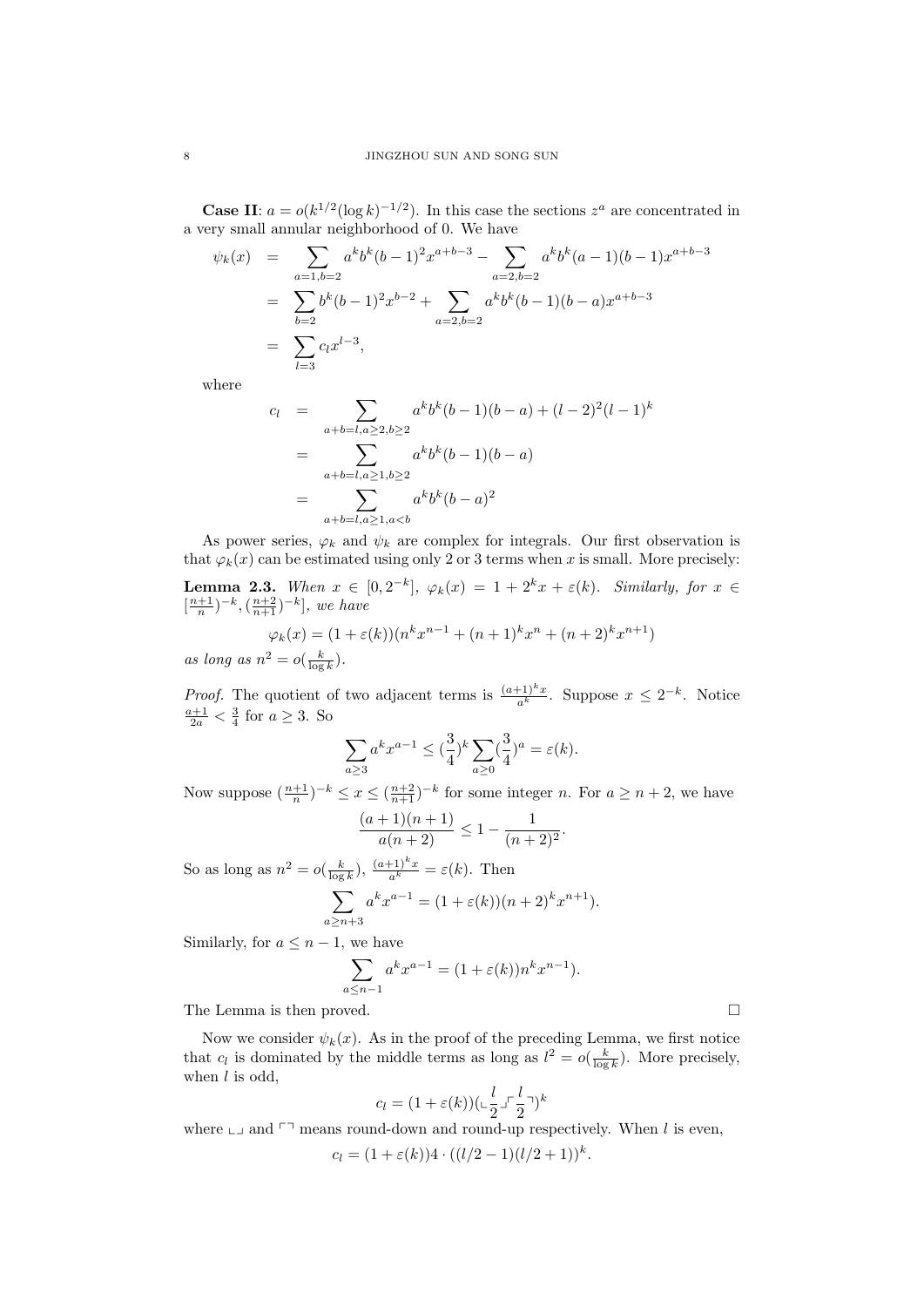**Case II**: $a = o(k^{1/2}(\log k)^{-1/2})$. In this case the sections $z^a$ are concentrated in a very small annular neighborhood of 0. We have

$$
\begin{aligned}
\psi_k(x) &= \sum_{a=1,b=2} a^k b^k (b-1)^2 x^{a+b-3} - \sum_{a=2,b=2} a^k b^k (a-1)(b-1) x^{a+b-3} \\
&= \sum_{b=2} b^k (b-1)^2 x^{b-2} + \sum_{a=2,b=2} a^k b^k (b-1)(b-a) x^{a+b-3} \\
&= \sum_{l=3} c_l x^{l-3},
\end{aligned}
$$

where

$$
\begin{aligned}
c_l &= \sum_{a+b=l, a\geq 2, b\geq 2} a^k b^k (b-1)(b-a) + (l-2)^2(l-1)^k \\
&= \sum_{a+b=l, a\geq 1, b\geq 2} a^k b^k (b-1)(b-a) \\
&= \sum_{a+b=l, a\geq 1, a<b} a^k b^k (b-a)^2
\end{aligned}
$$

As power series, $\varphi_k$ and $\psi_k$ are complex for integrals. Our first observation is that $\varphi_k(x)$ can be estimated using only 2 or 3 terms when $x$ is small. More precisely:

**Lemma 2.3.** *When $x \in [0, 2^{-k}]$, $\varphi_k(x) = 1 + 2^k x + \varepsilon(k)$. Similarly, for $x \in [(\frac{n+1}{n})^{-k}, (\frac{n+2}{n+1})^{-k}]$, we have*

$$
\varphi_k(x) = (1 + \varepsilon(k))(n^k x^{n-1} + (n+1)^k x^n + (n+2)^k x^{n+1})
$$

*as long as $n^2 = o(\frac{k}{\log k})$.*

*Proof.* The quotient of two adjacent terms is $\frac{(a+1)^k x}{a^k}$. Suppose $x \leq 2^{-k}$. Notice $\frac{a+1}{2a} < \frac{3}{4}$ for $a \geq 3$. So

$$
\sum_{a\geq 3} a^k x^{a-1} \leq (\frac{3}{4})^k \sum_{a\geq 0} (\frac{3}{4})^a = \varepsilon(k).
$$

Now suppose $(\frac{n+1}{n})^{-k} \leq x \leq (\frac{n+2}{n+1})^{-k}$ for some integer $n$. For $a \geq n+2$, we have

$$
\frac{(a+1)(n+1)}{a(n+2)} \leq 1 - \frac{1}{(n+2)^2}.
$$

So as long as $n^2 = o(\frac{k}{\log k})$, $\frac{(a+1)^k x}{a^k} = \varepsilon(k)$. Then

$$
\sum_{a\geq n+3} a^k x^{a-1} = (1 + \varepsilon(k))(n+2)^k x^{n+1}).
$$

Similarly, for $a \leq n-1$, we have

$$
\sum_{a\leq n-1} a^k x^{a-1} = (1 + \varepsilon(k)) n^k x^{n-1}).
$$

The Lemma is then proved. $\square$

Now we consider $\psi_k(x)$. As in the proof of the preceding Lemma, we first notice that $c_l$ is dominated by the middle terms as long as $l^2 = o(\frac{k}{\log k})$. More precisely, when $l$ is odd,

$$
c_l = (1 + \varepsilon(k))(\lfloor \frac{l}{2} \rfloor \lceil \frac{l}{2} \rceil)^k
$$

where $\lfloor\ \rfloor$ and $\lceil\ \rceil$ means round-down and round-up respectively. When $l$ is even,

$$
c_l = (1 + \varepsilon(k)) 4 \cdot ((l/2 - 1)(l/2 + 1))^k.
$$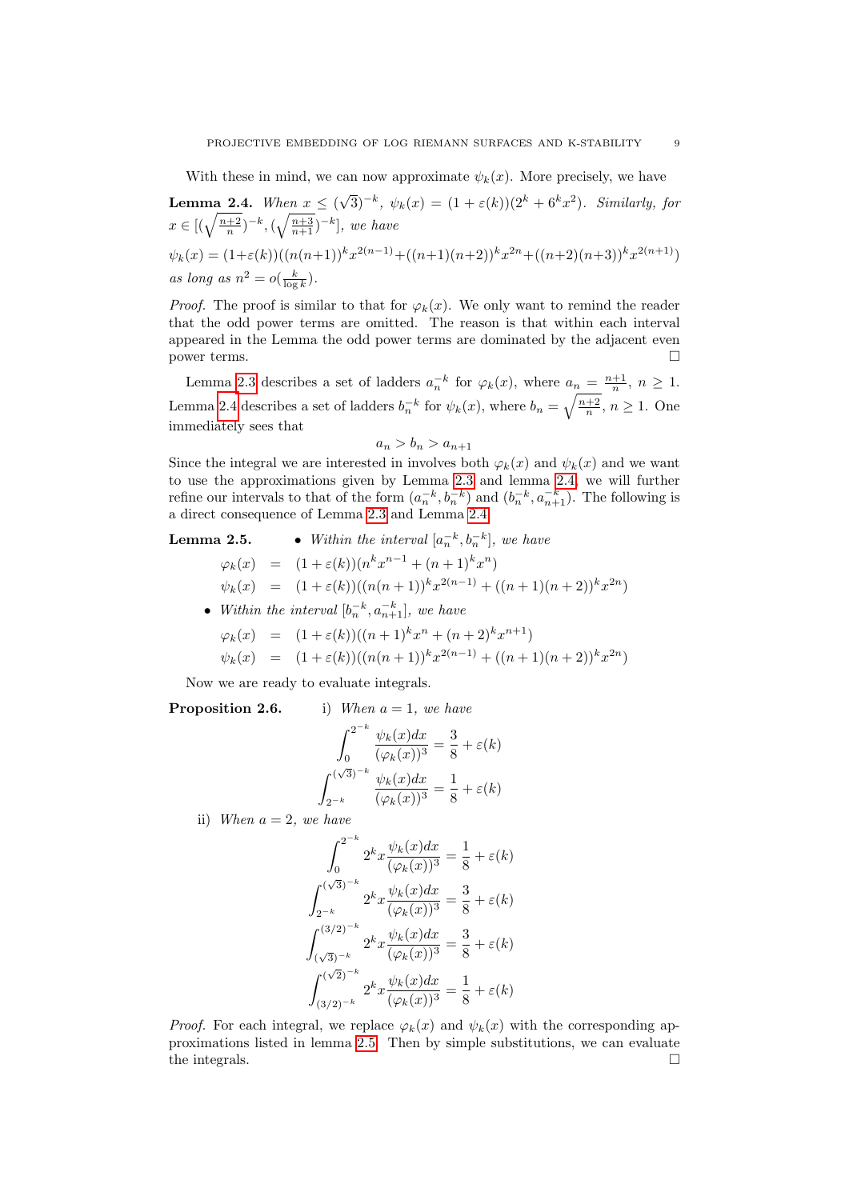With these in mind, we can now approximate $\psi_k(x)$. More precisely, we have

**Lemma 2.4.** *When $x \le (\sqrt{3})^{-k}$, $\psi_k(x) = (1+\varepsilon(k))(2^k + 6^k x^2)$. Similarly, for $x \in [(\sqrt{\frac{n+2}{n}})^{-k}, (\sqrt{\frac{n+3}{n+1}})^{-k}]$, we have*

$$\psi_k(x) = (1+\varepsilon(k))((n(n+1))^k x^{2(n-1)} + ((n+1)(n+2))^k x^{2n} + ((n+2)(n+3))^k x^{2(n+1)})$$

*as long as $n^2 = o(\frac{k}{\log k})$.*

*Proof.* The proof is similar to that for $\varphi_k(x)$. We only want to remind the reader that the odd power terms are omitted. The reason is that within each interval appeared in the Lemma the odd power terms are dominated by the adjacent even power terms. □

Lemma 2.3 describes a set of ladders $a_n^{-k}$ for $\varphi_k(x)$, where $a_n = \frac{n+1}{n}$, $n \ge 1$. Lemma 2.4 describes a set of ladders $b_n^{-k}$ for $\psi_k(x)$, where $b_n = \sqrt{\frac{n+2}{n}}$, $n \ge 1$. One immediately sees that

$$a_n > b_n > a_{n+1}$$

Since the integral we are interested in involves both $\varphi_k(x)$ and $\psi_k(x)$ and we want to use the approximations given by Lemma 2.3 and lemma 2.4, we will further refine our intervals to that of the form $(a_n^{-k}, b_n^{-k})$ and $(b_n^{-k}, a_{n+1}^{-k})$. The following is a direct consequence of Lemma 2.3 and Lemma 2.4.

**Lemma 2.5.**

- *Within the interval $[a_n^{-k}, b_n^{-k}]$, we have*

$$\begin{aligned}
\varphi_k(x) &= (1+\varepsilon(k))(n^k x^{n-1} + (n+1)^k x^n) \\
\psi_k(x) &= (1+\varepsilon(k))((n(n+1))^k x^{2(n-1)} + ((n+1)(n+2))^k x^{2n})
\end{aligned}$$

- *Within the interval $[b_n^{-k}, a_{n+1}^{-k}]$, we have*

$$\begin{aligned}
\varphi_k(x) &= (1+\varepsilon(k))((n+1)^k x^n + (n+2)^k x^{n+1}) \\
\psi_k(x) &= (1+\varepsilon(k))((n(n+1))^k x^{2(n-1)} + ((n+1)(n+2))^k x^{2n})
\end{aligned}$$

Now we are ready to evaluate integrals.

**Proposition 2.6.** i) *When $a = 1$, we have*

$$\int_0^{2^{-k}} \frac{\psi_k(x)dx}{(\varphi_k(x))^3} = \frac{3}{8} + \varepsilon(k)$$

$$\int_{2^{-k}}^{(\sqrt{3})^{-k}} \frac{\psi_k(x)dx}{(\varphi_k(x))^3} = \frac{1}{8} + \varepsilon(k)$$

ii) *When $a = 2$, we have*

$$\int_0^{2^{-k}} 2^k x \frac{\psi_k(x)dx}{(\varphi_k(x))^3} = \frac{1}{8} + \varepsilon(k)$$

$$\int_{2^{-k}}^{(\sqrt{3})^{-k}} 2^k x \frac{\psi_k(x)dx}{(\varphi_k(x))^3} = \frac{3}{8} + \varepsilon(k)$$

$$\int_{(\sqrt{3})^{-k}}^{(3/2)^{-k}} 2^k x \frac{\psi_k(x)dx}{(\varphi_k(x))^3} = \frac{3}{8} + \varepsilon(k)$$

$$\int_{(3/2)^{-k}}^{(\sqrt{2})^{-k}} 2^k x \frac{\psi_k(x)dx}{(\varphi_k(x))^3} = \frac{1}{8} + \varepsilon(k)$$

*Proof.* For each integral, we replace $\varphi_k(x)$ and $\psi_k(x)$ with the corresponding approximations listed in lemma 2.5. Then by simple substitutions, we can evaluate the integrals. □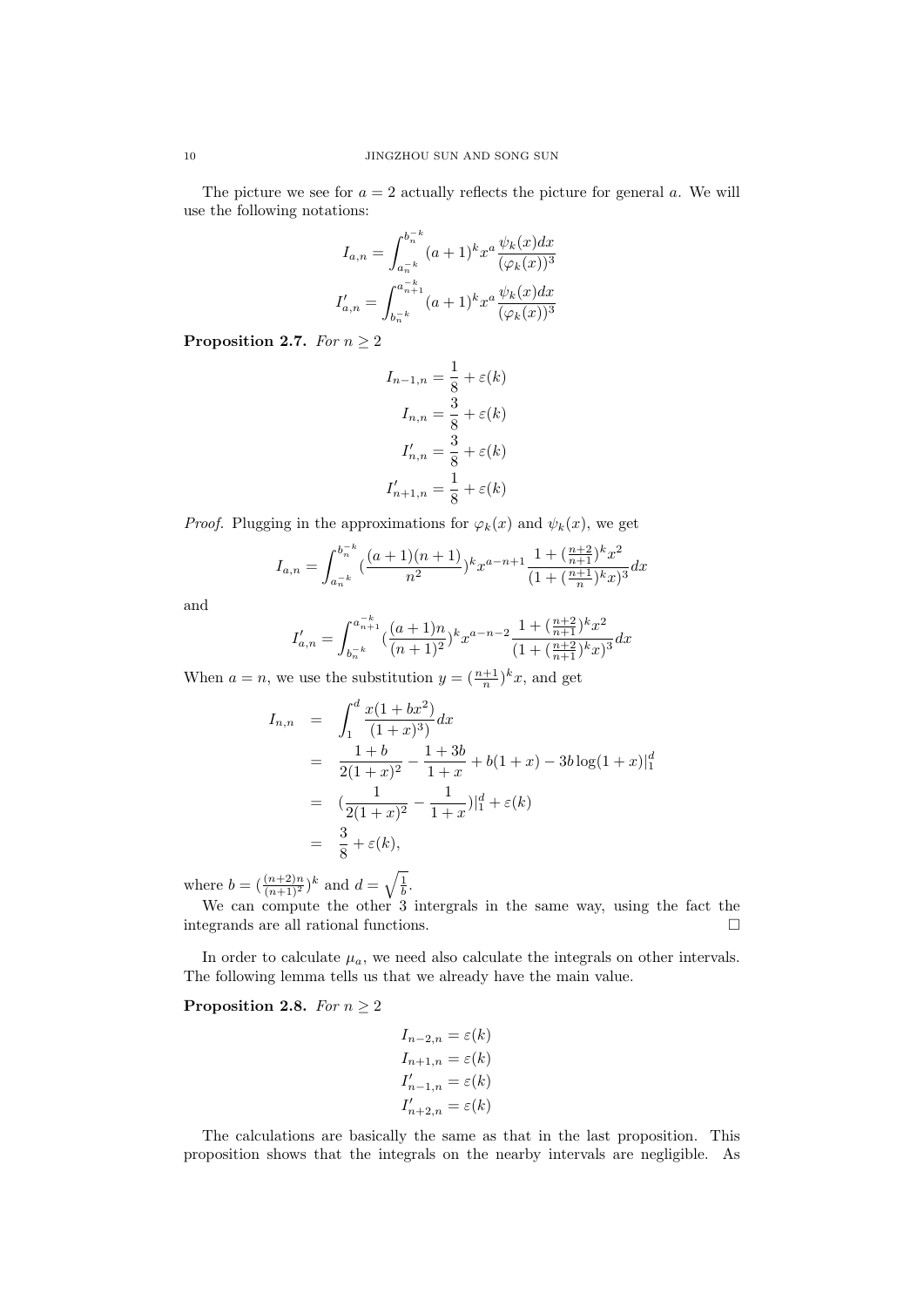The picture we see for $a = 2$ actually reflects the picture for general $a$. We will use the following notations:

$$I_{a,n} = \int_{a_n^{-k}}^{b_n^{-k}} (a+1)^k x^a \frac{\psi_k(x)dx}{(\varphi_k(x))^3}$$

$$I'_{a,n} = \int_{b_n^{-k}}^{a_{n+1}^{-k}} (a+1)^k x^a \frac{\psi_k(x)dx}{(\varphi_k(x))^3}$$

**Proposition 2.7.** *For $n \geq 2$*

$$I_{n-1,n} = \frac{1}{8} + \varepsilon(k)$$

$$I_{n,n} = \frac{3}{8} + \varepsilon(k)$$

$$I'_{n,n} = \frac{3}{8} + \varepsilon(k)$$

$$I'_{n+1,n} = \frac{1}{8} + \varepsilon(k)$$

*Proof.* Plugging in the approximations for $\varphi_k(x)$ and $\psi_k(x)$, we get

$$I_{a,n} = \int_{a_n^{-k}}^{b_n^{-k}} (\frac{(a+1)(n+1)}{n^2})^k x^{a-n+1} \frac{1+(\frac{n+2}{n+1})^k x^2}{(1+(\frac{n+1}{n})^k x)^3} dx$$

and

$$I'_{a,n} = \int_{b_n^{-k}}^{a_{n+1}^{-k}} (\frac{(a+1)n}{(n+1)^2})^k x^{a-n-2} \frac{1+(\frac{n+2}{n+1})^k x^2}{(1+(\frac{n+2}{n+1})^k x)^3} dx$$

When $a = n$, we use the substitution $y = (\frac{n+1}{n})^k x$, and get

$$\begin{aligned}
I_{n,n} &= \int_1^d \frac{x(1+bx^2)}{(1+x)^3)} dx \\
&= \frac{1+b}{2(1+x)^2} - \frac{1+3b}{1+x} + b(1+x) - 3b\log(1+x)|_1^d \\
&= (\frac{1}{2(1+x)^2} - \frac{1}{1+x})|_1^d + \varepsilon(k) \\
&= \frac{3}{8} + \varepsilon(k),
\end{aligned}$$

where $b = (\frac{(n+2)n}{(n+1)^2})^k$ and $d = \sqrt{\frac{1}{b}}$.

We can compute the other 3 intergrals in the same way, using the fact the integrands are all rational functions. $\square$

In order to calculate $\mu_a$, we need also calculate the integrals on other intervals. The following lemma tells us that we already have the main value.

**Proposition 2.8.** *For $n \geq 2$*

$$I_{n-2,n} = \varepsilon(k)$$

$$I_{n+1,n} = \varepsilon(k)$$

$$I'_{n-1,n} = \varepsilon(k)$$

$$I'_{n+2,n} = \varepsilon(k)$$

The calculations are basically the same as that in the last proposition. This proposition shows that the integrals on the nearby intervals are negligible. As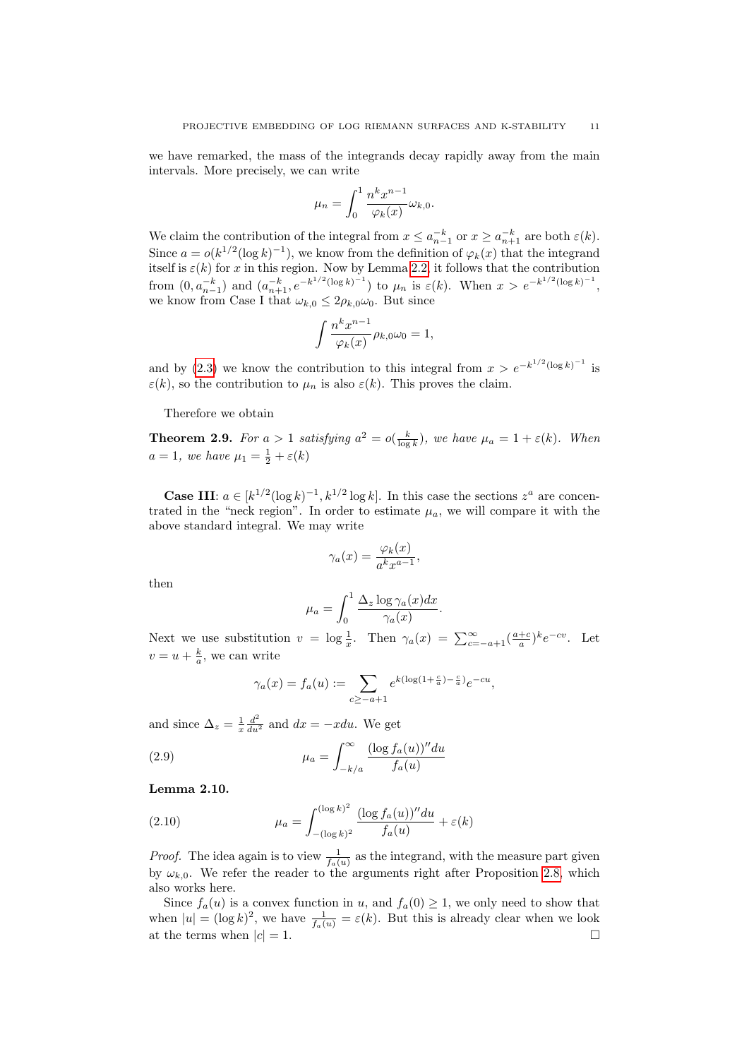we have remarked, the mass of the integrands decay rapidly away from the main intervals. More precisely, we can write

$$\mu_n = \int_0^1 \frac{n^k x^{n-1}}{\varphi_k(x)} \omega_{k,0}.$$

We claim the contribution of the integral from $x \leq a_{n-1}^{-k}$ or $x \geq a_{n+1}^{-k}$ are both $\varepsilon(k)$. Since $a = o(k^{1/2}(\log k)^{-1})$, we know from the definition of $\varphi_k(x)$ that the integrand itself is $\varepsilon(k)$ for $x$ in this region. Now by Lemma 2.2, it follows that the contribution from $(0, a_{n-1}^{-k})$ and $(a_{n+1}^{-k}, e^{-k^{1/2}(\log k)^{-1}})$ to $\mu_n$ is $\varepsilon(k)$. When $x > e^{-k^{1/2}(\log k)^{-1}}$, we know from Case I that $\omega_{k,0} \leq 2\rho_{k,0}\omega_0$. But since

$$\int \frac{n^k x^{n-1}}{\varphi_k(x)} \rho_{k,0}\omega_0 = 1,$$

and by (2.3) we know the contribution to this integral from $x > e^{-k^{1/2}(\log k)^{-1}}$ is $\varepsilon(k)$, so the contribution to $\mu_n$ is also $\varepsilon(k)$. This proves the claim.

Therefore we obtain

**Theorem 2.9.** *For $a > 1$ satisfying $a^2 = o(\frac{k}{\log k})$, we have $\mu_a = 1 + \varepsilon(k)$. When $a = 1$, we have $\mu_1 = \frac{1}{2} + \varepsilon(k)$*

**Case III**: $a \in [k^{1/2}(\log k)^{-1}, k^{1/2}\log k]$. In this case the sections $z^a$ are concentrated in the "neck region". In order to estimate $\mu_a$, we will compare it with the above standard integral. We may write

$$\gamma_a(x) = \frac{\varphi_k(x)}{a^k x^{a-1}},$$

then

$$\mu_a = \int_0^1 \frac{\Delta_z \log \gamma_a(x) dx}{\gamma_a(x)}.$$

Next we use substitution $v = \log \frac{1}{x}$. Then $\gamma_a(x) = \sum_{c=-a+1}^{\infty} (\frac{a+c}{a})^k e^{-cv}$. Let $v = u + \frac{k}{a}$, we can write

$$\gamma_a(x) = f_a(u) := \sum_{c \geq -a+1} e^{k(\log(1+\frac{c}{a}) - \frac{c}{a})} e^{-cu},$$

and since $\Delta_z = \frac{1}{x}\frac{d^2}{du^2}$ and $dx = -x du$. We get

$$\mu_a = \int_{-k/a}^{\infty} \frac{(\log f_a(u))'' du}{f_a(u)} \tag{2.9}$$

**Lemma 2.10.**

$$\mu_a = \int_{-(\log k)^2}^{(\log k)^2} \frac{(\log f_a(u))'' du}{f_a(u)} + \varepsilon(k) \tag{2.10}$$

*Proof.* The idea again is to view $\frac{1}{f_a(u)}$ as the integrand, with the measure part given by $\omega_{k,0}$. We refer the reader to the arguments right after Proposition 2.8, which also works here.

Since $f_a(u)$ is a convex function in $u$, and $f_a(0) \geq 1$, we only need to show that when $|u| = (\log k)^2$, we have $\frac{1}{f_a(u)} = \varepsilon(k)$. But this is already clear when we look at the terms when $|c| = 1$. $\square$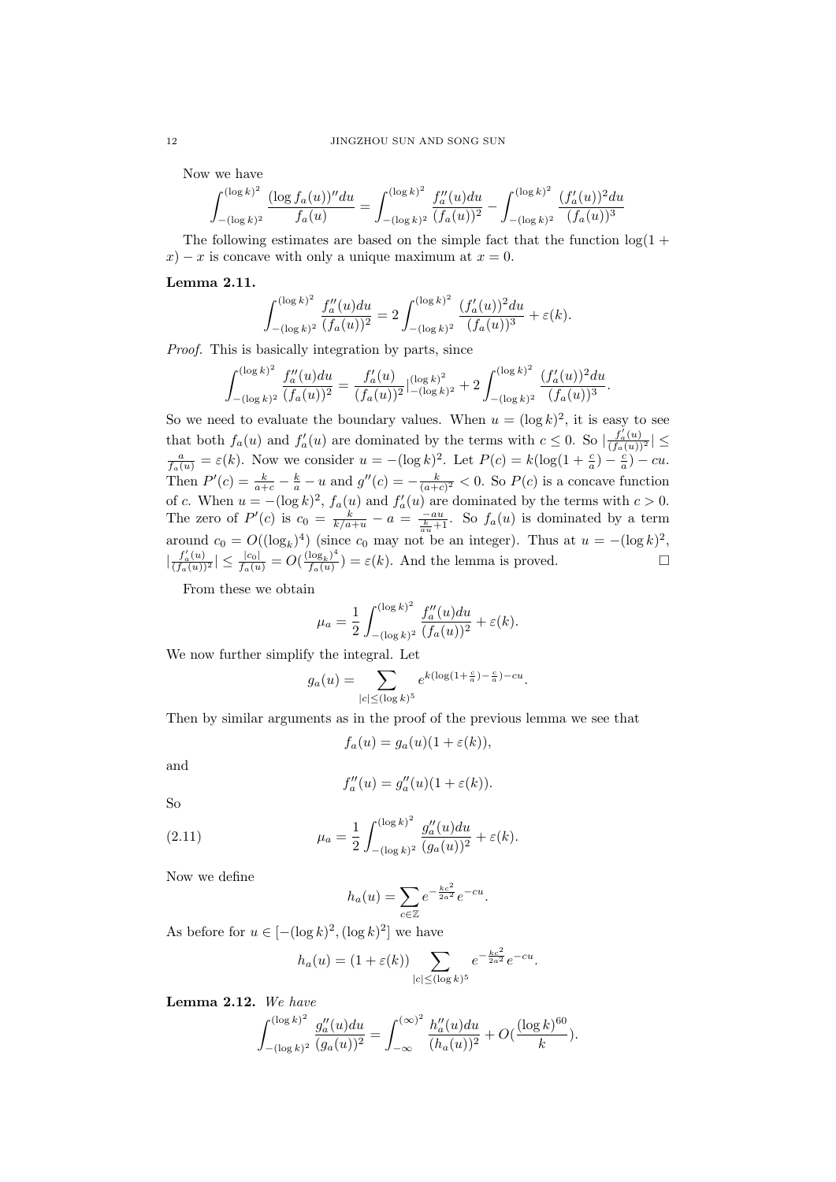Now we have

$$\int_{-(\log k)^2}^{(\log k)^2} \frac{(\log f_a(u))'' du}{f_a(u)} = \int_{-(\log k)^2}^{(\log k)^2} \frac{f_a''(u)du}{(f_a(u))^2} - \int_{-(\log k)^2}^{(\log k)^2} \frac{(f_a'(u))^2du}{(f_a(u))^3}$$

The following estimates are based on the simple fact that the function $\log(1+x) - x$ is concave with only a unique maximum at $x = 0$.

**Lemma 2.11.**

$$\int_{-(\log k)^2}^{(\log k)^2} \frac{f_a''(u)du}{(f_a(u))^2} = 2\int_{-(\log k)^2}^{(\log k)^2} \frac{(f_a'(u))^2du}{(f_a(u))^3} + \varepsilon(k).$$

*Proof.* This is basically integration by parts, since

$$\int_{-(\log k)^2}^{(\log k)^2} \frac{f_a''(u)du}{(f_a(u))^2} = \frac{f_a'(u)}{(f_a(u))^2}\Big|_{-(\log k)^2}^{(\log k)^2} + 2\int_{-(\log k)^2}^{(\log k)^2} \frac{(f_a'(u))^2du}{(f_a(u))^3}.$$

So we need to evaluate the boundary values. When $u = (\log k)^2$, it is easy to see that both $f_a(u)$ and $f_a'(u)$ are dominated by the terms with $c \leq 0$. So $|\frac{f_a'(u)}{(f_a(u))^2}| \leq \frac{a}{f_a(u)} = \varepsilon(k)$. Now we consider $u = -(\log k)^2$. Let $P(c) = k(\log(1+\frac{c}{a}) - \frac{c}{a}) - cu$. Then $P'(c) = \frac{k}{a+c} - \frac{k}{a} - u$ and $g''(c) = -\frac{k}{(a+c)^2} < 0$. So $P(c)$ is a concave function of $c$. When $u = -(\log k)^2$, $f_a(u)$ and $f_a'(u)$ are dominated by the terms with $c > 0$. The zero of $P'(c)$ is $c_0 = \frac{k}{k/a+u} - a = \frac{-au}{\frac{k}{au}+1}$. So $f_a(u)$ is dominated by a term around $c_0 = O((\log_k)^4)$ (since $c_0$ may not be an integer). Thus at $u = -(\log k)^2$, $|\frac{f_a'(u)}{(f_a(u))^2}| \leq \frac{|c_0|}{f_a(u)} = O(\frac{(\log_k)^4}{f_a(u)}) = \varepsilon(k)$. And the lemma is proved. $\square$

From these we obtain

$$\mu_a = \frac{1}{2}\int_{-(\log k)^2}^{(\log k)^2} \frac{f_a''(u)du}{(f_a(u))^2} + \varepsilon(k).$$

We now further simplify the integral. Let

$$g_a(u) = \sum_{|c| \leq (\log k)^5} e^{k(\log(1+\frac{c}{a}) - \frac{c}{a}) - cu}.$$

Then by similar arguments as in the proof of the previous lemma we see that

$$f_a(u) = g_a(u)(1 + \varepsilon(k)),$$

and

$$f_a''(u) = g_a''(u)(1 + \varepsilon(k)).$$

So

$$\mu_a = \frac{1}{2}\int_{-(\log k)^2}^{(\log k)^2} \frac{g_a''(u)du}{(g_a(u))^2} + \varepsilon(k). \tag{2.11}$$

Now we define

$$h_a(u) = \sum_{c \in \mathbb{Z}} e^{-\frac{kc^2}{2a^2}} e^{-cu}.$$

As before for $u \in [-(\log k)^2, (\log k)^2]$ we have

$$h_a(u) = (1 + \varepsilon(k)) \sum_{|c| \leq (\log k)^5} e^{-\frac{kc^2}{2a^2}} e^{-cu}.$$

**Lemma 2.12.** *We have*

$$\int_{-(\log k)^2}^{(\log k)^2} \frac{g_a''(u)du}{(g_a(u))^2} = \int_{-\infty}^{(\infty)^2} \frac{h_a''(u)du}{(h_a(u))^2} + O(\frac{(\log k)^{60}}{k}).$$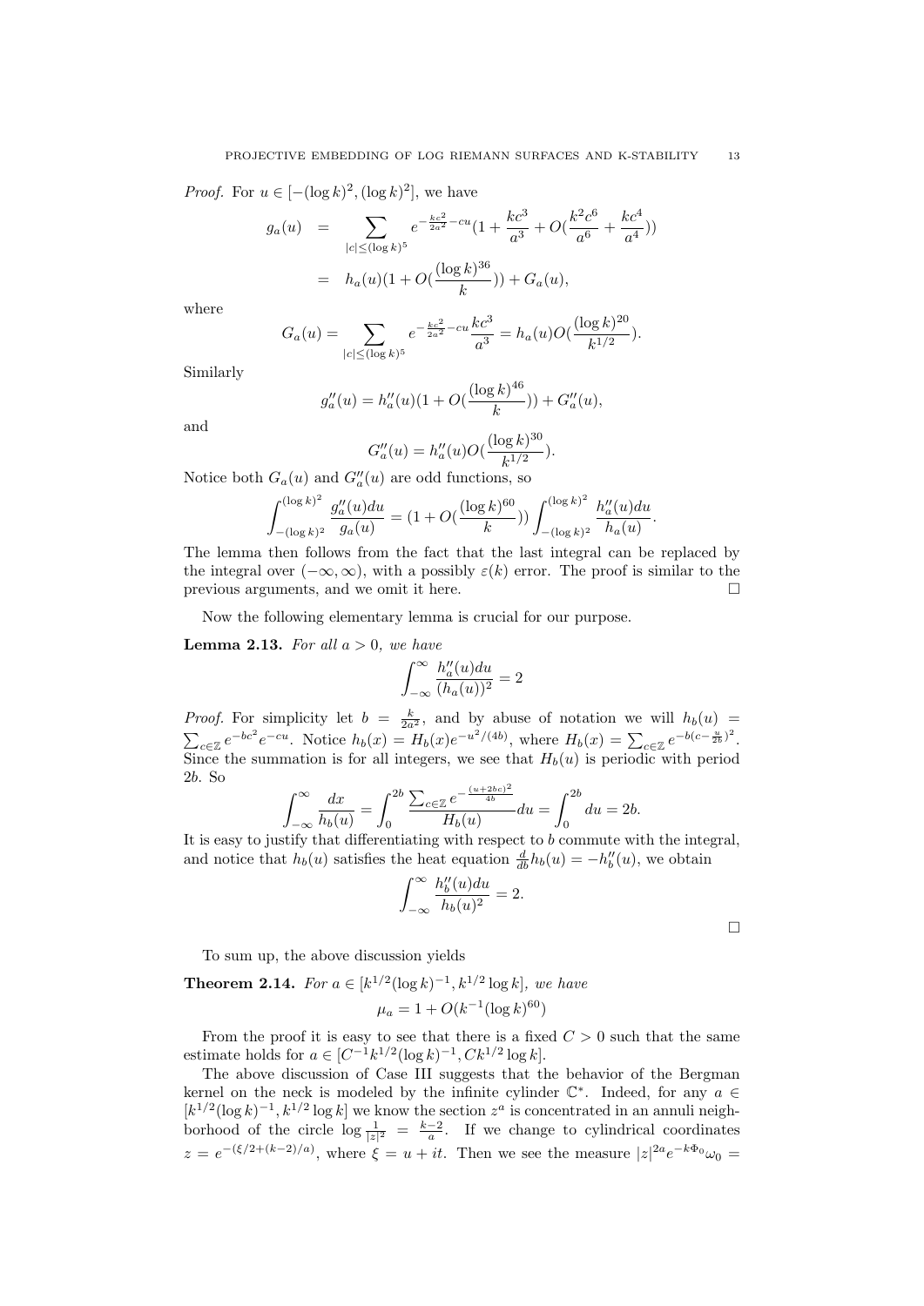*Proof.* For $u \in [-(\log k)^2, (\log k)^2]$, we have

$$
\begin{aligned}
g_a(u) &= \sum_{|c|\leq (\log k)^5} e^{-\frac{kc^2}{2a^2}-cu}\left(1+\frac{kc^3}{a^3}+O\left(\frac{k^2c^6}{a^6}+\frac{kc^4}{a^4}\right)\right) \\
&= h_a(u)\left(1+O\left(\frac{(\log k)^{36}}{k}\right)\right)+G_a(u),
\end{aligned}
$$

where

$$
G_a(u) = \sum_{|c|\leq (\log k)^5} e^{-\frac{kc^2}{2a^2}-cu}\frac{kc^3}{a^3} = h_a(u)O\left(\frac{(\log k)^{20}}{k^{1/2}}\right).
$$

Similarly

$$
g_a''(u) = h_a''(u)\left(1+O\left(\frac{(\log k)^{46}}{k}\right)\right)+G_a''(u),
$$

and

$$
G_a''(u) = h_a''(u)O\left(\frac{(\log k)^{30}}{k^{1/2}}\right).
$$

Notice both $G_a(u)$ and $G_a''(u)$ are odd functions, so

$$
\int_{-(\log k)^2}^{(\log k)^2}\frac{g_a''(u)du}{g_a(u)} = \left(1+O\left(\frac{(\log k)^{60}}{k}\right)\right)\int_{-(\log k)^2}^{(\log k)^2}\frac{h_a''(u)du}{h_a(u)}.
$$

The lemma then follows from the fact that the last integral can be replaced by the integral over $(-\infty,\infty)$, with a possibly $\varepsilon(k)$ error. The proof is similar to the previous arguments, and we omit it here. $\square$

Now the following elementary lemma is crucial for our purpose.

**Lemma 2.13.** *For all $a > 0$, we have*

$$
\int_{-\infty}^{\infty}\frac{h_a''(u)du}{(h_a(u))^2} = 2
$$

*Proof.* For simplicity let $b = \frac{k}{2a^2}$, and by abuse of notation we will $h_b(u) = \sum_{c\in\mathbb{Z}} e^{-bc^2}e^{-cu}$. Notice $h_b(x) = H_b(x)e^{-u^2/(4b)}$, where $H_b(x) = \sum_{c\in\mathbb{Z}} e^{-b(c-\frac{u}{2b})^2}$. Since the summation is for all integers, we see that $H_b(u)$ is periodic with period $2b$. So

$$
\int_{-\infty}^{\infty}\frac{dx}{h_b(u)} = \int_0^{2b}\frac{\sum_{c\in\mathbb{Z}} e^{-\frac{(u+2bc)^2}{4b}}}{H_b(u)}du = \int_0^{2b}du = 2b.
$$

It is easy to justify that differentiating with respect to $b$ commute with the integral, and notice that $h_b(u)$ satisfies the heat equation $\frac{d}{db}h_b(u) = -h_b''(u)$, we obtain

$$
\int_{-\infty}^{\infty}\frac{h_b''(u)du}{h_b(u)^2} = 2.
$$

$\square$

To sum up, the above discussion yields

**Theorem 2.14.** *For $a \in [k^{1/2}(\log k)^{-1}, k^{1/2}\log k]$, we have*

$$
\mu_a = 1 + O(k^{-1}(\log k)^{60})
$$

From the proof it is easy to see that there is a fixed $C > 0$ such that the same estimate holds for $a \in [C^{-1}k^{1/2}(\log k)^{-1}, Ck^{1/2}\log k]$.

The above discussion of Case III suggests that the behavior of the Bergman kernel on the neck is modeled by the infinite cylinder $\mathbb{C}^*$. Indeed, for any $a \in [k^{1/2}(\log k)^{-1}, k^{1/2}\log k]$ we know the section $z^a$ is concentrated in an annuli neighborhood of the circle $\log\frac{1}{|z|^2} = \frac{k-2}{a}$. If we change to cylindrical coordinates $z = e^{-(\xi/2+(k-2)/a)}$, where $\xi = u+it$. Then we see the measure $|z|^{2a}e^{-k\Phi_0}\omega_0 =$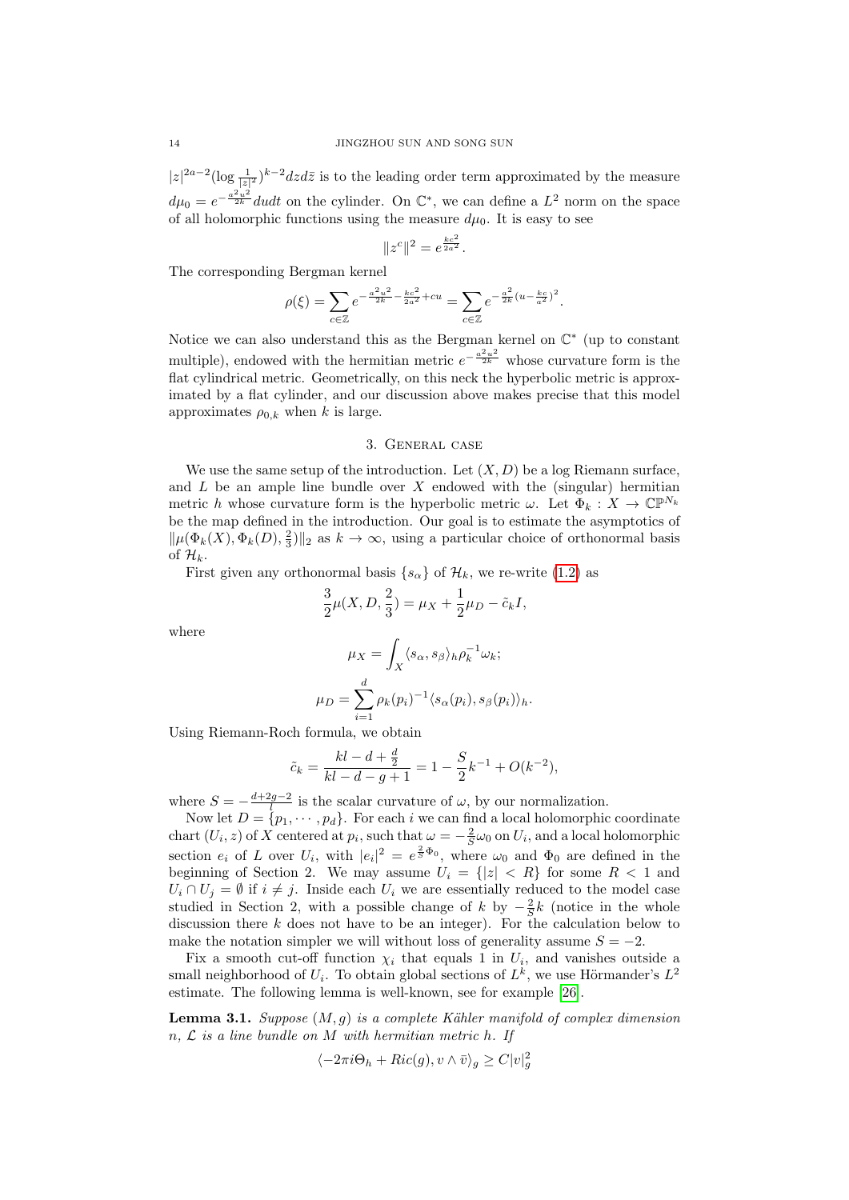$|z|^{2a-2}(\log\frac{1}{|z|^2})^{k-2}dzd\bar{z}$ is to the leading order term approximated by the measure $d\mu_0 = e^{-\frac{a^2u^2}{2k}}dudt$ on the cylinder. On $\mathbb{C}^*$, we can define a $L^2$ norm on the space of all holomorphic functions using the measure $d\mu_0$. It is easy to see

$$\|z^c\|^2 = e^{\frac{kc^2}{2a^2}}.$$

The corresponding Bergman kernel

$$\rho(\xi) = \sum_{c\in\mathbb{Z}} e^{-\frac{a^2u^2}{2k}-\frac{kc^2}{2a^2}+cu} = \sum_{c\in\mathbb{Z}} e^{-\frac{a^2}{2k}(u-\frac{kc}{a^2})^2}.$$

Notice we can also understand this as the Bergman kernel on $\mathbb{C}^*$ (up to constant multiple), endowed with the hermitian metric $e^{-\frac{a^2u^2}{2k}}$ whose curvature form is the flat cylindrical metric. Geometrically, on this neck the hyperbolic metric is approximated by a flat cylinder, and our discussion above makes precise that this model approximates $\rho_{0,k}$ when $k$ is large.

## 3. General case

We use the same setup of the introduction. Let $(X, D)$ be a log Riemann surface, and $L$ be an ample line bundle over $X$ endowed with the (singular) hermitian metric $h$ whose curvature form is the hyperbolic metric $\omega$. Let $\Phi_k : X \to \mathbb{CP}^{N_k}$ be the map defined in the introduction. Our goal is to estimate the asymptotics of $\|\mu(\Phi_k(X), \Phi_k(D), \frac{2}{3})\|_2$ as $k \to \infty$, using a particular choice of orthonormal basis of $\mathcal{H}_k$.

First given any orthonormal basis $\{s_\alpha\}$ of $\mathcal{H}_k$, we re-write (1.2) as

$$\frac{3}{2}\mu(X, D, \frac{2}{3}) = \mu_X + \frac{1}{2}\mu_D - \tilde{c}_k I,$$

where

$$\mu_X = \int_X \langle s_\alpha, s_\beta\rangle_h \rho_k^{-1}\omega_k;$$

$$\mu_D = \sum_{i=1}^d \rho_k(p_i)^{-1}\langle s_\alpha(p_i), s_\beta(p_i)\rangle_h.$$

Using Riemann-Roch formula, we obtain

$$\tilde{c}_k = \frac{kl - d + \frac{d}{2}}{kl - d - g + 1} = 1 - \frac{S}{2}k^{-1} + O(k^{-2}),$$

where $S = -\frac{d+2g-2}{l}$ is the scalar curvature of $\omega$, by our normalization.

Now let $D = \{p_1, \cdots, p_d\}$. For each $i$ we can find a local holomorphic coordinate chart $(U_i, z)$ of $X$ centered at $p_i$, such that $\omega = -\frac{2}{S}\omega_0$ on $U_i$, and a local holomorphic section $e_i$ of $L$ over $U_i$, with $|e_i|^2 = e^{\frac{2}{S}\Phi_0}$, where $\omega_0$ and $\Phi_0$ are defined in the beginning of Section 2. We may assume $U_i = \{|z| < R\}$ for some $R < 1$ and $U_i \cap U_j = \emptyset$ if $i \neq j$. Inside each $U_i$ we are essentially reduced to the model case studied in Section 2, with a possible change of $k$ by $-\frac{2}{S}k$ (notice in the whole discussion there $k$ does not have to be an integer). For the calculation below to make the notation simpler we will without loss of generality assume $S = -2$.

Fix a smooth cut-off function $\chi_i$ that equals 1 in $U_i$, and vanishes outside a small neighborhood of $U_i$. To obtain global sections of $L^k$, we use Hörmander's $L^2$ estimate. The following lemma is well-known, see for example [26].

**Lemma 3.1.** *Suppose $(M, g)$ is a complete Kähler manifold of complex dimension $n$, $\mathcal{L}$ is a line bundle on $M$ with hermitian metric $h$. If*

$$\langle -2\pi i\Theta_h + Ric(g), v\wedge\bar{v}\rangle_g \geq C|v|_g^2$$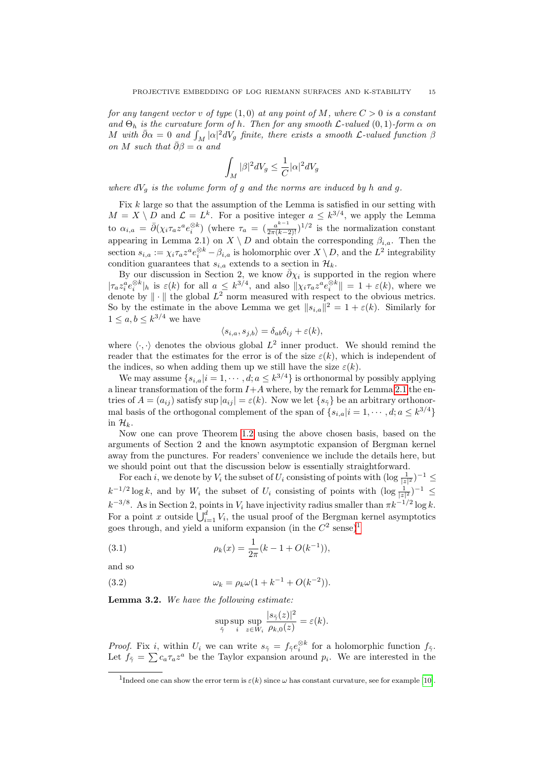*for any tangent vector $v$ of type $(1,0)$ at any point of $M$, where $C>0$ is a constant and $\Theta_h$ is the curvature form of $h$. Then for any smooth $\mathcal{L}$-valued $(0,1)$-form $\alpha$ on $M$ with $\bar\partial\alpha = 0$ and $\int_M |\alpha|^2 dV_g$ finite, there exists a smooth $\mathcal{L}$-valued function $\beta$ on $M$ such that $\bar\partial\beta=\alpha$ and*

$$\int_M |\beta|^2 dV_g \le \frac{1}{C}|\alpha|^2 dV_g$$

*where $dV_g$ is the volume form of $g$ and the norms are induced by $h$ and $g$.*

Fix $k$ large so that the assumption of the Lemma is satisfied in our setting with $M = X\setminus D$ and $\mathcal{L}=L^k$. For a positive integer $a\le k^{3/4}$, we apply the Lemma to $\alpha_{i,a} = \bar\partial(\chi_i\tau_a z^a e_i^{\otimes k})$ (where $\tau_a = (\frac{a^{k-1}}{2\pi(k-2)!})^{1/2}$ is the normalization constant appearing in Lemma 2.1) on $X\setminus D$ and obtain the corresponding $\beta_{i,a}$. Then the section $s_{i,a} := \chi_i\tau_a z^a e_i^{\otimes k} - \beta_{i,a}$ is holomorphic over $X\setminus D$, and the $L^2$ integrability condition guarantees that $s_{i,a}$ extends to a section in $\mathcal{H}_k$.

By our discussion in Section 2, we know $\bar\partial\chi_i$ is supported in the region where $|\tau_a z_i^a e_i^{\otimes k}|_h$ is $\varepsilon(k)$ for all $a\le k^{3/4}$, and also $\|\chi_i\tau_a z^a e_i^{\otimes k}\| = 1+\varepsilon(k)$, where we denote by $\|\cdot\|$ the global $L^2$ norm measured with respect to the obvious metrics. So by the estimate in the above Lemma we get $\|s_{i,a}\|^2 = 1+\varepsilon(k)$. Similarly for $1\le a,b\le k^{3/4}$ we have

$$\langle s_{i,a}, s_{j,b}\rangle = \delta_{ab}\delta_{ij}+\varepsilon(k),$$

where $\langle\cdot,\cdot\rangle$ denotes the obvious global $L^2$ inner product. We should remind the reader that the estimates for the error is of the size $\varepsilon(k)$, which is independent of the indices, so when adding them up we still have the size $\varepsilon(k)$.

We may assume $\{s_{i,a} | i=1,\cdots,d; a\le k^{3/4}\}$ is orthonormal by possibly applying a linear transformation of the form $I+A$ where, by the remark for Lemma 2.1 the entries of $A=(a_{ij})$ satisfy $\sup|a_{ij}| = \varepsilon(k)$. Now we let $\{s_{\tilde\gamma}\}$ be an arbitrary orthonormal basis of the orthogonal complement of the span of $\{s_{i,a} | i=1,\cdots,d; a\le k^{3/4}\}$ in $\mathcal{H}_k$.

Now one can prove Theorem 1.2 using the above chosen basis, based on the arguments of Section 2 and the known asymptotic expansion of Bergman kernel away from the punctures. For readers' convenience we include the details here, but we should point out that the discussion below is essentially straightforward.

For each $i$, we denote by $V_i$ the subset of $U_i$ consisting of points with $(\log\frac{1}{|z|^2})^{-1}\le k^{-1/2}\log k$, and by $W_i$ the subset of $U_i$ consisting of points with $(\log\frac{1}{|z|^2})^{-1}\le k^{-3/8}$. As in Section 2, points in $V_i$ have injectivity radius smaller than $\pi k^{-1/2}\log k$. For a point $x$ outside $\bigcup_{i=1}^d V_i$, the usual proof of the Bergman kernel asymptotics goes through, and yield a uniform expansion (in the $C^2$ sense)[1]

$$\rho_k(x) = \frac{1}{2\pi}(k-1+O(k^{-1})), \tag{3.1}$$

and so

$$\omega_k = \rho_k\omega(1+k^{-1}+O(k^{-2})). \tag{3.2}$$

**Lemma 3.2.** *We have the following estimate:*

$$\sup_{\tilde\gamma}\sup_i\sup_{z\in W_i}\frac{|s_{\tilde\gamma}(z)|^2}{\rho_{k,0}(z)} = \varepsilon(k).$$

*Proof.* Fix $i$, within $U_i$ we can write $s_{\tilde\gamma} = f_{\tilde\gamma}e_i^{\otimes k}$ for a holomorphic function $f_{\tilde\gamma}$. Let $f_{\tilde\gamma} = \sum c_a\tau_a z^a$ be the Taylor expansion around $p_i$. We are interested in the

[1] Indeed one can show the error term is $\varepsilon(k)$ since $\omega$ has constant curvature, see for example [10].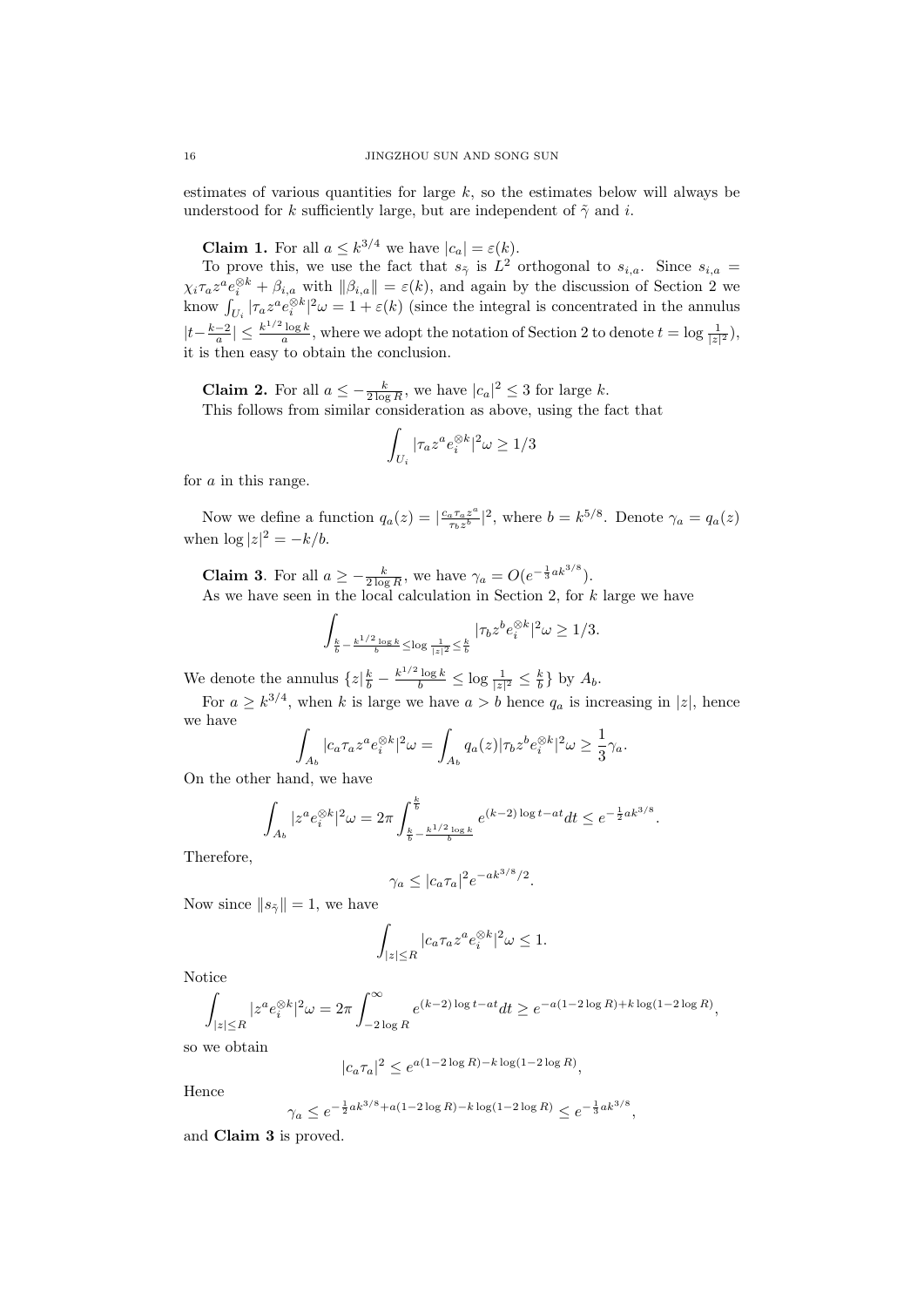estimates of various quantities for large $k$, so the estimates below will always be understood for $k$ sufficiently large, but are independent of $\tilde{\gamma}$ and $i$.

**Claim 1.** For all $a \leq k^{3/4}$ we have $|c_a| = \varepsilon(k)$.

To prove this, we use the fact that $s_{\tilde{\gamma}}$ is $L^2$ orthogonal to $s_{i,a}$. Since $s_{i,a} = \chi_i \tau_a z^a e_i^{\otimes k} + \beta_{i,a}$ with $\|\beta_{i,a}\| = \varepsilon(k)$, and again by the discussion of Section 2 we know $\int_{U_i} |\tau_a z^a e_i^{\otimes k}|^2 \omega = 1 + \varepsilon(k)$ (since the integral is concentrated in the annulus $|t - \frac{k-2}{a}| \leq \frac{k^{1/2}\log k}{a}$, where we adopt the notation of Section 2 to denote $t = \log \frac{1}{|z|^2}$), it is then easy to obtain the conclusion.

**Claim 2.** For all $a \leq -\frac{k}{2\log R}$, we have $|c_a|^2 \leq 3$ for large $k$.

This follows from similar consideration as above, using the fact that

$$\int_{U_i} |\tau_a z^a e_i^{\otimes k}|^2 \omega \geq 1/3$$

for $a$ in this range.

Now we define a function $q_a(z) = |\frac{c_a \tau_a z^a}{\tau_b z^b}|^2$, where $b = k^{5/8}$. Denote $\gamma_a = q_a(z)$ when $\log |z|^2 = -k/b$.

**Claim 3**. For all $a \geq -\frac{k}{2\log R}$, we have $\gamma_a = O(e^{-\frac{1}{3}ak^{3/8}})$.

As we have seen in the local calculation in Section 2, for $k$ large we have

$$\int_{\frac{k}{b} - \frac{k^{1/2}\log k}{b} \leq \log \frac{1}{|z|^2} \leq \frac{k}{b}} |\tau_b z^b e_i^{\otimes k}|^2 \omega \geq 1/3.$$

We denote the annulus $\{z | \frac{k}{b} - \frac{k^{1/2}\log k}{b} \leq \log \frac{1}{|z|^2} \leq \frac{k}{b}\}$ by $A_b$.

For $a \geq k^{3/4}$, when $k$ is large we have $a > b$ hence $q_a$ is increasing in $|z|$, hence we have

$$\int_{A_b} |c_a \tau_a z^a e_i^{\otimes k}|^2 \omega = \int_{A_b} q_a(z) |\tau_b z^b e_i^{\otimes k}|^2 \omega \geq \frac{1}{3}\gamma_a.$$

On the other hand, we have

$$\int_{A_b} |z^a e_i^{\otimes k}|^2 \omega = 2\pi \int_{\frac{k}{b} - \frac{k^{1/2}\log k}{b}}^{\frac{k}{b}} e^{(k-2)\log t - at} dt \leq e^{-\frac{1}{2}ak^{3/8}}.$$

Therefore,

$$\gamma_a \leq |c_a \tau_a|^2 e^{-ak^{3/8}/2}.$$

Now since $\|s_{\tilde{\gamma}}\| = 1$, we have

$$\int_{|z| \leq R} |c_a \tau_a z^a e_i^{\otimes k}|^2 \omega \leq 1.$$

Notice

$$\int_{|z| \leq R} |z^a e_i^{\otimes k}|^2 \omega = 2\pi \int_{-2\log R}^{\infty} e^{(k-2)\log t - at} dt \geq e^{-a(1-2\log R) + k\log(1-2\log R)},$$

so we obtain

$$|c_a \tau_a|^2 \leq e^{a(1-2\log R) - k\log(1-2\log R)},$$

Hence

$$\gamma_a \leq e^{-\frac{1}{2}ak^{3/8} + a(1-2\log R) - k\log(1-2\log R)} \leq e^{-\frac{1}{3}ak^{3/8}},$$

and **Claim 3** is proved.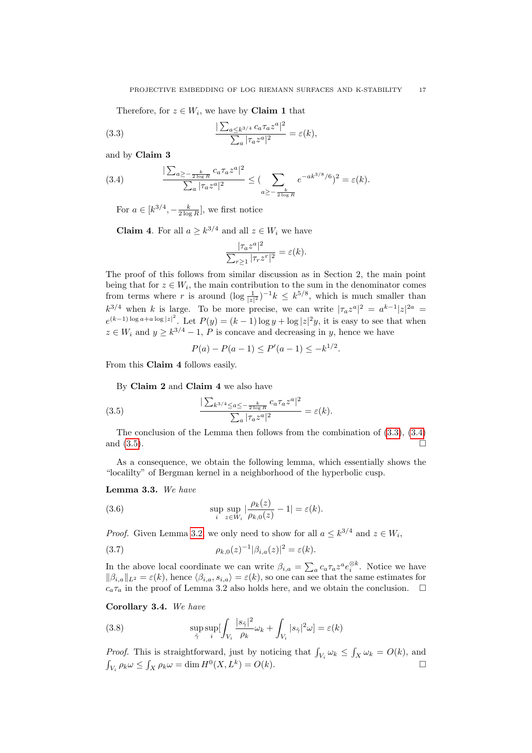Therefore, for $z \in W_i$, we have by **Claim 1** that

$$\frac{|\sum_{a \le k^{3/4}} c_a \tau_a z^a|^2}{\sum_a |\tau_a z^a|^2} = \varepsilon(k), \tag{3.3}$$

and by **Claim 3**

$$\frac{|\sum_{a \ge -\frac{k}{2\log R}} c_a \tau_a z^a|^2}{\sum_a |\tau_a z^a|^2} \le (\sum_{a \ge -\frac{k}{2\log R}} e^{-ak^{3/8}/6})^2 = \varepsilon(k). \tag{3.4}$$

For $a \in [k^{3/4}, -\frac{k}{2\log R}]$, we first notice

**Claim 4**. For all $a \ge k^{3/4}$ and all $z \in W_i$ we have

$$\frac{|\tau_a z^a|^2}{\sum_{r \ge 1} |\tau_r z^r|^2} = \varepsilon(k).$$

The proof of this follows from similar discussion as in Section 2, the main point being that for $z \in W_i$, the main contribution to the sum in the denominator comes from terms where $r$ is around $(\log \frac{1}{|z|^2})^{-1} k \le k^{5/8}$, which is much smaller than $k^{3/4}$ when $k$ is large. To be more precise, we can write $|\tau_a z^a|^2 = a^{k-1}|z|^{2a} = e^{(k-1)\log a + a \log |z|^2}$. Let $P(y) = (k-1)\log y + \log |z|^2 y$, it is easy to see that when $z \in W_i$ and $y \ge k^{3/4} - 1$, $P$ is concave and decreasing in $y$, hence we have

$$P(a) - P(a-1) \le P'(a-1) \le -k^{1/2}.$$

From this **Claim 4** follows easily.

By **Claim 2** and **Claim 4** we also have

$$\frac{|\sum_{k^{3/4} \le a \le -\frac{k}{2\log R}} c_a \tau_a z^a|^2}{\sum_a |\tau_a z^a|^2} = \varepsilon(k). \tag{3.5}$$

The conclusion of the Lemma then follows from the combination of (3.3), (3.4) and (3.5). $\square$

As a consequence, we obtain the following lemma, which essentially shows the "localilty" of Bergman kernel in a neighborhood of the hyperbolic cusp.

**Lemma 3.3.** *We have*

$$\sup_i \sup_{z \in W_i} |\frac{\rho_k(z)}{\rho_{k,0}(z)} - 1| = \varepsilon(k). \tag{3.6}$$

*Proof.* Given Lemma 3.2, we only need to show for all $a \le k^{3/4}$ and $z \in W_i$,

$$\rho_{k,0}(z)^{-1} |\beta_{i,a}(z)|^2 = \varepsilon(k). \tag{3.7}$$

In the above local coordinate we can write $\beta_{i,a} = \sum_a c_a \tau_a z^a e_i^{\otimes k}$. Notice we have $\|\beta_{i,a}\|_{L^2} = \varepsilon(k)$, hence $\langle \beta_{i,a}, s_{i,a} \rangle = \varepsilon(k)$, so one can see that the same estimates for $c_a \tau_a$ in the proof of Lemma 3.2 also holds here, and we obtain the conclusion. $\square$

**Corollary 3.4.** *We have*

$$\sup_{\tilde{\gamma}} \sup_i [\int_{V_i} \frac{|s_{\tilde{\gamma}}|^2}{\rho_k} \omega_k + \int_{V_i} |s_{\tilde{\gamma}}|^2 \omega] = \varepsilon(k) \tag{3.8}$$

*Proof.* This is straightforward, just by noticing that $\int_{V_i} \omega_k \le \int_X \omega_k = O(k)$, and $\int_{V_i} \rho_k \omega \le \int_X \rho_k \omega = \dim H^0(X, L^k) = O(k)$. $\square$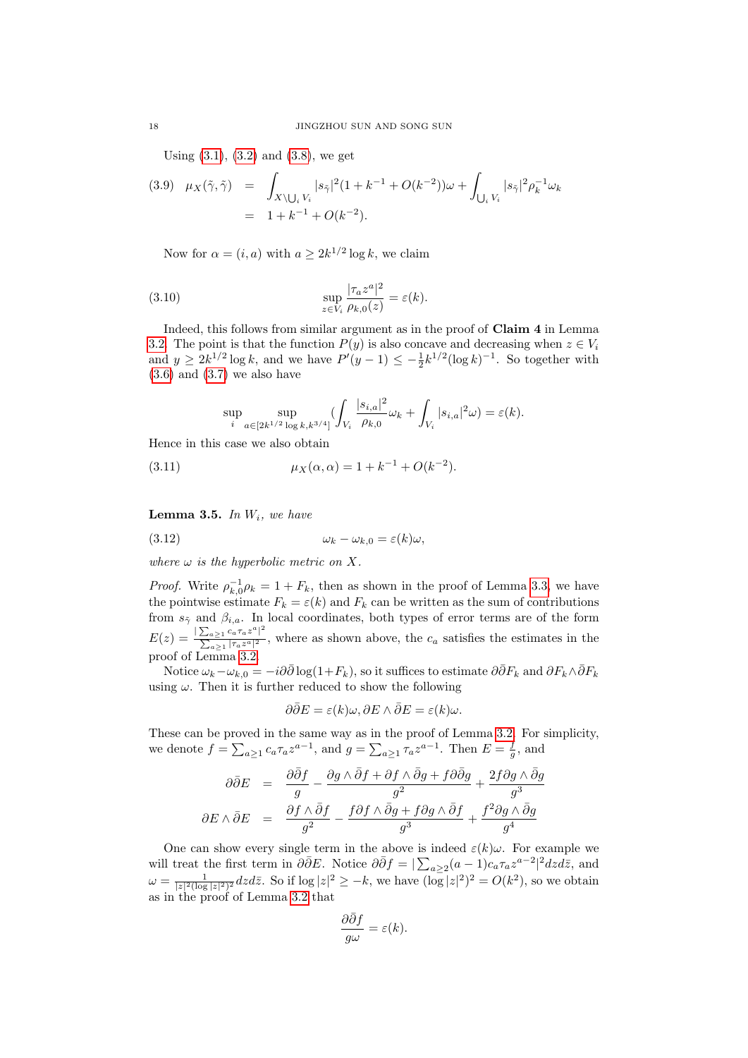Using (3.1), (3.2) and (3.8), we get

$$
\begin{aligned}
(3.9)\quad \mu_X(\tilde{\gamma},\tilde{\gamma}) &= \int_{X\setminus\bigcup_i V_i} |s_{\tilde{\gamma}}|^2(1+k^{-1}+O(k^{-2}))\omega + \int_{\bigcup_i V_i} |s_{\tilde{\gamma}}|^2\rho_k^{-1}\omega_k \\
&= 1+k^{-1}+O(k^{-2}).
\end{aligned}
$$

Now for $\alpha=(i,a)$ with $a\geq 2k^{1/2}\log k$, we claim

$$
\sup_{z\in V_i}\frac{|\tau_a z^a|^2}{\rho_{k,0}(z)}=\varepsilon(k). \tag{3.10}
$$

Indeed, this follows from similar argument as in the proof of **Claim 4** in Lemma 3.2. The point is that the function $P(y)$ is also concave and decreasing when $z\in V_i$ and $y\geq 2k^{1/2}\log k$, and we have $P'(y-1)\leq -\frac{1}{2}k^{1/2}(\log k)^{-1}$. So together with (3.6) and (3.7) we also have

$$
\sup_i \sup_{a\in[2k^{1/2}\log k, k^{3/4}]}\left(\int_{V_i}\frac{|s_{i,a}|^2}{\rho_{k,0}}\omega_k+\int_{V_i}|s_{i,a}|^2\omega\right)=\varepsilon(k).
$$

Hence in this case we also obtain

$$
\mu_X(\alpha,\alpha)=1+k^{-1}+O(k^{-2}). \tag{3.11}
$$

**Lemma 3.5.** *In $W_i$, we have*

$$
\omega_k-\omega_{k,0}=\varepsilon(k)\omega, \tag{3.12}
$$

*where $\omega$ is the hyperbolic metric on $X$.*

*Proof.* Write $\rho_{k,0}^{-1}\rho_k=1+F_k$, then as shown in the proof of Lemma 3.3, we have the pointwise estimate $F_k=\varepsilon(k)$ and $F_k$ can be written as the sum of contributions from $s_{\tilde{\gamma}}$ and $\beta_{i,a}$. In local coordinates, both types of error terms are of the form $E(z)=\frac{|\sum_{a\geq 1}c_a\tau_a z^a|^2}{\sum_{a\geq 1}|\tau_a z^a|^2}$, where as shown above, the $c_a$ satisfies the estimates in the proof of Lemma 3.2.

Notice $\omega_k-\omega_{k,0}=-i\partial\bar{\partial}\log(1+F_k)$, so it suffices to estimate $\partial\bar{\partial}F_k$ and $\partial F_k\wedge\bar{\partial}F_k$ using $\omega$. Then it is further reduced to show the following

$$
\partial\bar{\partial}E=\varepsilon(k)\omega, \partial E\wedge\bar{\partial}E=\varepsilon(k)\omega.
$$

These can be proved in the same way as in the proof of Lemma 3.2. For simplicity, we denote $f=\sum_{a\geq 1}c_a\tau_a z^{a-1}$, and $g=\sum_{a\geq 1}\tau_a z^{a-1}$. Then $E=\frac{f}{g}$, and

$$
\begin{aligned}
\partial\bar{\partial}E &= \frac{\partial\bar{\partial}f}{g}-\frac{\partial g\wedge\bar{\partial}f+\partial f\wedge\bar{\partial}g+f\partial\bar{\partial}g}{g^2}+\frac{2f\partial g\wedge\bar{\partial}g}{g^3}\\
\partial E\wedge\bar{\partial}E &= \frac{\partial f\wedge\bar{\partial}f}{g^2}-\frac{f\partial f\wedge\bar{\partial}g+f\partial g\wedge\bar{\partial}f}{g^3}+\frac{f^2\partial g\wedge\bar{\partial}g}{g^4}
\end{aligned}
$$

One can show every single term in the above is indeed $\varepsilon(k)\omega$. For example we will treat the first term in $\partial\bar{\partial}E$. Notice $\partial\bar{\partial}f=|\sum_{a\geq 2}(a-1)c_a\tau_a z^{a-2}|^2dzd\bar{z}$, and $\omega=\frac{1}{|z|^2(\log|z|^2)^2}dzd\bar{z}$. So if $\log|z|^2\geq -k$, we have $(\log|z|^2)^2=O(k^2)$, so we obtain as in the proof of Lemma 3.2 that

$$
\frac{\partial\bar{\partial}f}{g\omega}=\varepsilon(k).
$$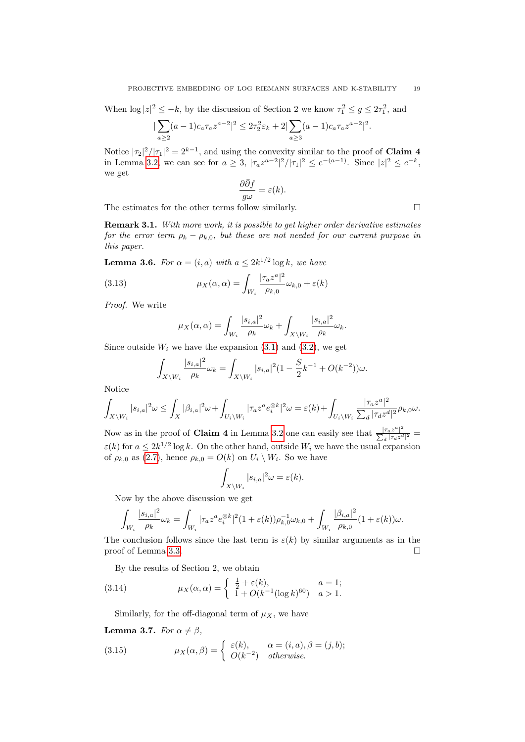When $\log|z|^2 \leq -k$, by the discussion of Section 2 we know $\tau_1^2 \leq g \leq 2\tau_1^2$, and

$$|\sum_{a\geq 2}(a-1)c_a\tau_a z^{a-2}|^2 \leq 2\tau_2^2\varepsilon_k + 2|\sum_{a\geq 3}(a-1)c_a\tau_a z^{a-2}|^2.$$

Notice $|\tau_2|^2/|\tau_1|^2 = 2^{k-1}$, and using the convexity similar to the proof of **Claim 4** in Lemma 3.2 we can see for $a \geq 3$, $|\tau_a z^{a-2}|^2/|\tau_1|^2 \leq e^{-(a-1)}$. Since $|z|^2 \leq e^{-k}$, we get

$$\frac{\partial\bar{\partial}f}{g\omega} = \varepsilon(k).$$

The estimates for the other terms follow similarly. $\square$

**Remark 3.1.** *With more work, it is possible to get higher order derivative estimates for the error term $\rho_k - \rho_{k,0}$, but these are not needed for our current purpose in this paper.*

**Lemma 3.6.** *For $\alpha = (i, a)$ with $a \leq 2k^{1/2}\log k$, we have*

$$\mu_X(\alpha,\alpha) = \int_{W_i}\frac{|\tau_a z^a|^2}{\rho_{k,0}}\omega_{k,0} + \varepsilon(k) \tag{3.13}$$

*Proof.* We write

$$\mu_X(\alpha,\alpha) = \int_{W_i}\frac{|s_{i,a}|^2}{\rho_k}\omega_k + \int_{X\setminus W_i}\frac{|s_{i,a}|^2}{\rho_k}\omega_k.$$

Since outside $W_i$ we have the expansion (3.1) and (3.2), we get

$$\int_{X\setminus W_i}\frac{|s_{i,a}|^2}{\rho_k}\omega_k = \int_{X\setminus W_i}|s_{i,a}|^2(1-\frac{S}{2}k^{-1}+O(k^{-2}))\omega.$$

Notice

$$\int_{X\setminus W_i}|s_{i,a}|^2\omega \leq \int_X|\beta_{i,a}|^2\omega + \int_{U_i\setminus W_i}|\tau_a z^a e_i^{\otimes k}|^2\omega = \varepsilon(k) + \int_{U_i\setminus W_i}\frac{|\tau_a z^a|^2}{\sum_d|\tau_d z^d|^2}\rho_{k,0}\omega.$$

Now as in the proof of **Claim 4** in Lemma 3.2 one can easily see that $\frac{|\tau_a z^a|^2}{\sum_d|\tau_d z^d|^2} = \varepsilon(k)$ for $a \leq 2k^{1/2}\log k$. On the other hand, outside $W_i$ we have the usual expansion of $\rho_{k,0}$ as (2.7), hence $\rho_{k,0} = O(k)$ on $U_i\setminus W_i$. So we have

$$\int_{X\setminus W_i}|s_{i,a}|^2\omega = \varepsilon(k).$$

Now by the above discussion we get

$$\int_{W_i}\frac{|s_{i,a}|^2}{\rho_k}\omega_k = \int_{W_i}|\tau_a z^a e_i^{\otimes k}|^2(1+\varepsilon(k))\rho_{k,0}^{-1}\omega_{k,0} + \int_{W_i}\frac{|\beta_{i,a}|^2}{\rho_{k,0}}(1+\varepsilon(k))\omega.$$

The conclusion follows since the last term is $\varepsilon(k)$ by similar arguments as in the proof of Lemma 3.3. $\square$

By the results of Section 2, we obtain

$$\mu_X(\alpha,\alpha) = \begin{cases} \frac{1}{2}+\varepsilon(k), & a=1; \\ 1+O(k^{-1}(\log k)^{60}) & a>1. \end{cases} \tag{3.14}$$

Similarly, for the off-diagonal term of $\mu_X$, we have

**Lemma 3.7.** *For $\alpha \neq \beta$,*

$$\mu_X(\alpha,\beta) = \begin{cases} \varepsilon(k), & \alpha=(i,a), \beta=(j,b); \\ O(k^{-2}) & \text{otherwise.} \end{cases} \tag{3.15}$$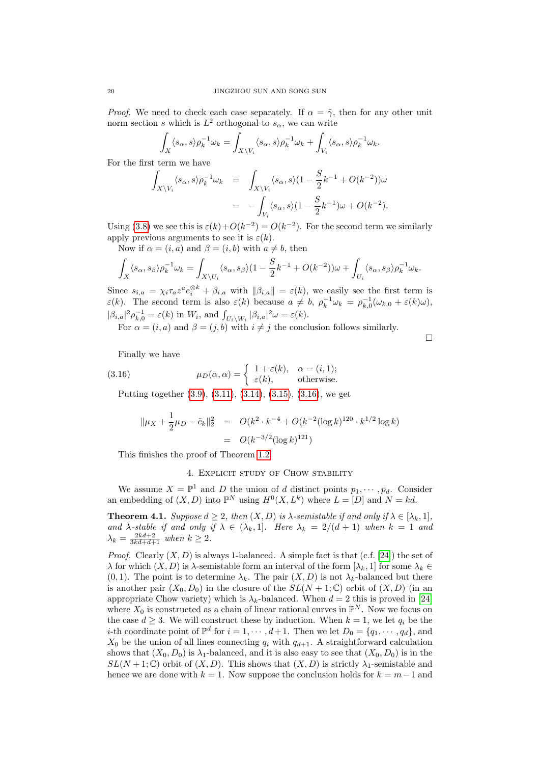*Proof.* We need to check each case separately. If $\alpha = \tilde{\gamma}$, then for any other unit norm section $s$ which is $L^2$ orthogonal to $s_\alpha$, we can write

$$\int_X \langle s_\alpha, s\rangle \rho_k^{-1}\omega_k = \int_{X\setminus V_i} \langle s_\alpha, s\rangle \rho_k^{-1}\omega_k + \int_{V_i} \langle s_\alpha, s\rangle \rho_k^{-1}\omega_k.$$

For the first term we have

$$\begin{aligned}
\int_{X\setminus V_i} \langle s_\alpha, s\rangle \rho_k^{-1}\omega_k &= \int_{X\setminus V_i} \langle s_\alpha, s\rangle (1-\frac{S}{2}k^{-1}+O(k^{-2}))\omega \\
&= -\int_{V_i} \langle s_\alpha, s\rangle (1-\frac{S}{2}k^{-1})\omega + O(k^{-2}).
\end{aligned}$$

Using (3.8) we see this is $\varepsilon(k)+O(k^{-2}) = O(k^{-2})$. For the second term we similarly apply previous arguments to see it is $\varepsilon(k)$.

Now if $\alpha = (i,a)$ and $\beta = (i,b)$ with $a \neq b$, then

$$\int_X \langle s_\alpha, s_\beta\rangle \rho_k^{-1}\omega_k = \int_{X\setminus U_i} \langle s_\alpha, s_\beta\rangle (1-\frac{S}{2}k^{-1}+O(k^{-2}))\omega + \int_{U_i} \langle s_\alpha, s_\beta\rangle \rho_k^{-1}\omega_k.$$

Since $s_{i,a} = \chi_i \tau_a z^a e_i^{\otimes k} + \beta_{i,a}$ with $\|\beta_{i,a}\| = \varepsilon(k)$, we easily see the first term is $\varepsilon(k)$. The second term is also $\varepsilon(k)$ because $a \neq b$, $\rho_k^{-1}\omega_k = \rho_{k,0}^{-1}(\omega_{k,0}+\varepsilon(k)\omega)$, $|\beta_{i,a}|^2\rho_{k,0}^{-1} = \varepsilon(k)$ in $W_i$, and $\int_{U_i\setminus W_i} |\beta_{i,a}|^2\omega = \varepsilon(k)$.

For $\alpha = (i,a)$ and $\beta = (j,b)$ with $i \neq j$ the conclusion follows similarly. $\square$

Finally we have

$$\mu_D(\alpha,\alpha) = \begin{cases} 1+\varepsilon(k), & \alpha = (i,1); \\ \varepsilon(k), & \text{otherwise.} \end{cases} \tag{3.16}$$

Putting together (3.9), (3.11), (3.14), (3.15), (3.16), we get

$$\begin{aligned}
\|\mu_X + \frac{1}{2}\mu_D - \tilde{c}_k\|_2^2 &= O(k^2\cdot k^{-4} + O(k^{-2}(\log k)^{120}\cdot k^{1/2}\log k) \\
&= O(k^{-3/2}(\log k)^{121})
\end{aligned}$$

This finishes the proof of Theorem 1.2.

## 4. Explicit study of Chow stability

We assume $X = \mathbb{P}^1$ and $D$ the union of $d$ distinct points $p_1, \cdots, p_d$. Consider an embedding of $(X,D)$ into $\mathbb{P}^N$ using $H^0(X,L^k)$ where $L = [D]$ and $N = kd$.

**Theorem 4.1.** *Suppose $d \geq 2$, then $(X,D)$ is $\lambda$-semistable if and only if $\lambda \in [\lambda_k, 1]$, and $\lambda$-stable if and only if $\lambda \in (\lambda_k, 1]$. Here $\lambda_k = 2/(d+1)$ when $k=1$ and $\lambda_k = \frac{2kd+2}{3kd+d+1}$ when $k \geq 2$.*

*Proof.* Clearly $(X,D)$ is always 1-balanced. A simple fact is that (c.f. [24]) the set of $\lambda$ for which $(X,D)$ is $\lambda$-semistable form an interval of the form $[\lambda_k, 1]$ for some $\lambda_k \in (0,1)$. The point is to determine $\lambda_k$. The pair $(X,D)$ is not $\lambda_k$-balanced but there is another pair $(X_0,D_0)$ in the closure of the $SL(N+1;\mathbb{C})$ orbit of $(X,D)$ (in an appropriate Chow variety) which is $\lambda_k$-balanced. When $d=2$ this is proved in [24] where $X_0$ is constructed as a chain of linear rational curves in $\mathbb{P}^N$. Now we focus on the case $d \geq 3$. We will construct these by induction. When $k=1$, we let $q_i$ be the $i$-th coordinate point of $\mathbb{P}^d$ for $i = 1, \cdots, d+1$. Then we let $D_0 = \{q_1, \cdots, q_d\}$, and $X_0$ be the union of all lines connecting $q_i$ with $q_{d+1}$. A straightforward calculation shows that $(X_0,D_0)$ is $\lambda_1$-balanced, and it is also easy to see that $(X_0,D_0)$ is in the $SL(N+1;\mathbb{C})$ orbit of $(X,D)$. This shows that $(X,D)$ is strictly $\lambda_1$-semistable and hence we are done with $k=1$. Now suppose the conclusion holds for $k=m-1$ and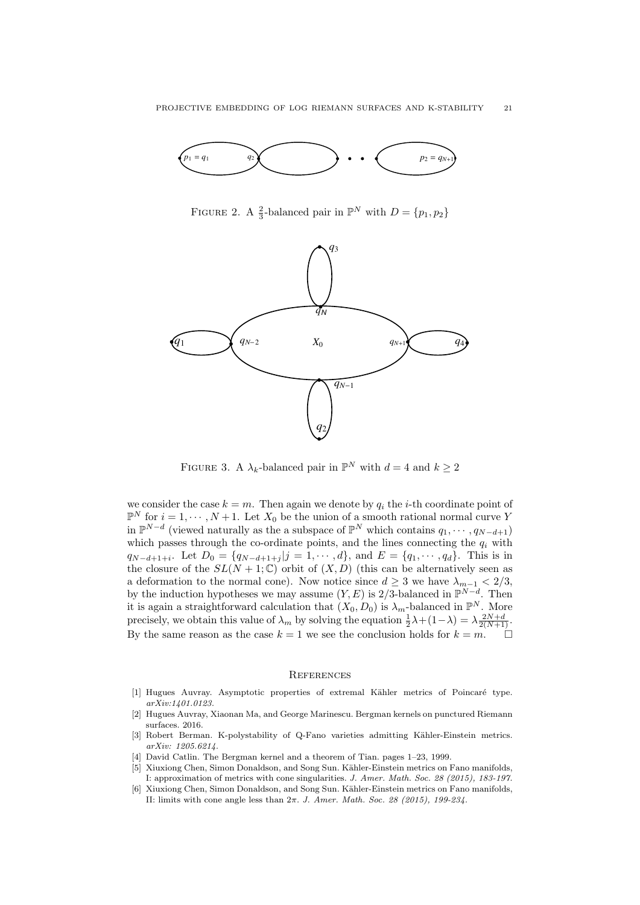FIGURE 2. A $\frac{2}{3}$-balanced pair in $\mathbb{P}^N$ with $D = \{p_1, p_2\}$

FIGURE 3. A $\lambda_k$-balanced pair in $\mathbb{P}^N$ with $d = 4$ and $k \geq 2$

we consider the case $k = m$. Then again we denote by $q_i$ the $i$-th coordinate point of $\mathbb{P}^N$ for $i = 1, \cdots, N+1$. Let $X_0$ be the union of a smooth rational normal curve $Y$ in $\mathbb{P}^{N-d}$ (viewed naturally as the a subspace of $\mathbb{P}^N$ which contains $q_1, \cdots, q_{N-d+1}$) which passes through the co-ordinate points, and the lines connecting the $q_i$ with $q_{N-d+1+i}$. Let $D_0 = \{q_{N-d+1+j} | j = 1, \cdots, d\}$, and $E = \{q_1, \cdots, q_d\}$. This is in the closure of the $SL(N+1; \mathbb{C})$ orbit of $(X, D)$ (this can be alternatively seen as a deformation to the normal cone). Now notice since $d \geq 3$ we have $\lambda_{m-1} < 2/3$, by the induction hypotheses we may assume $(Y, E)$ is 2/3-balanced in $\mathbb{P}^{N-d}$. Then it is again a straightforward calculation that $(X_0, D_0)$ is $\lambda_m$-balanced in $\mathbb{P}^N$. More precisely, we obtain this value of $\lambda_m$ by solving the equation $\frac{1}{2}\lambda + (1-\lambda) = \lambda \frac{2N+d}{2(N+1)}$. By the same reason as the case $k = 1$ we see the conclusion holds for $k = m$. □

## REFERENCES

[1] Hugues Auvray. Asymptotic properties of extremal Kähler metrics of Poincaré type. *arXiv:1401.0123.*

[2] Hugues Auvray, Xiaonan Ma, and George Marinescu. Bergman kernels on punctured Riemann surfaces. 2016.

[3] Robert Berman. K-polystability of Q-Fano varieties admitting Kähler-Einstein metrics. *arXiv: 1205.6214.*

[4] David Catlin. The Bergman kernel and a theorem of Tian. pages 1–23, 1999.

[5] Xiuxiong Chen, Simon Donaldson, and Song Sun. Kähler-Einstein metrics on Fano manifolds, I: approximation of metrics with cone singularities. *J. Amer. Math. Soc. 28 (2015), 183-197.*

[6] Xiuxiong Chen, Simon Donaldson, and Song Sun. Kähler-Einstein metrics on Fano manifolds, II: limits with cone angle less than $2\pi$. *J. Amer. Math. Soc. 28 (2015), 199-234.*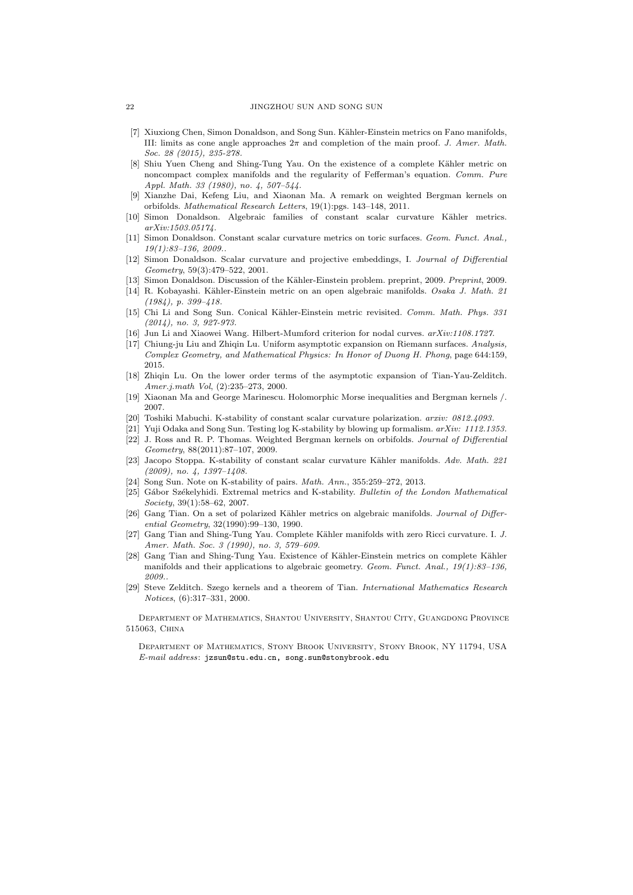[7] Xiuxiong Chen, Simon Donaldson, and Song Sun. Kähler-Einstein metrics on Fano manifolds, III: limits as cone angle approaches $2\pi$ and completion of the main proof. *J. Amer. Math. Soc. 28 (2015), 235-278.*

[8] Shiu Yuen Cheng and Shing-Tung Yau. On the existence of a complete Kähler metric on noncompact complex manifolds and the regularity of Fefferman's equation. *Comm. Pure Appl. Math. 33 (1980), no. 4, 507–544.*

[9] Xianzhe Dai, Kefeng Liu, and Xiaonan Ma. A remark on weighted Bergman kernels on orbifolds. *Mathematical Research Letters*, 19(1):pgs. 143–148, 2011.

[10] Simon Donaldson. Algebraic families of constant scalar curvature Kähler metrics. *arXiv:1503.05174.*

[11] Simon Donaldson. Constant scalar curvature metrics on toric surfaces. *Geom. Funct. Anal., 19(1):83–136, 2009.*.

[12] Simon Donaldson. Scalar curvature and projective embeddings, I. *Journal of Differential Geometry*, 59(3):479–522, 2001.

[13] Simon Donaldson. Discussion of the Kähler-Einstein problem. preprint, 2009. *Preprint*, 2009.

[14] R. Kobayashi. Kähler-Einstein metric on an open algebraic manifolds. *Osaka J. Math. 21 (1984), p. 399–418.*

[15] Chi Li and Song Sun. Conical Kähler-Einstein metric revisited. *Comm. Math. Phys. 331 (2014), no. 3, 927-973.*

[16] Jun Li and Xiaowei Wang. Hilbert-Mumford criterion for nodal curves. *arXiv:1108.1727.*

[17] Chiung-ju Liu and Zhiqin Lu. Uniform asymptotic expansion on Riemann surfaces. *Analysis, Complex Geometry, and Mathematical Physics: In Honor of Duong H. Phong*, page 644:159, 2015.

[18] Zhiqin Lu. On the lower order terms of the asymptotic expansion of Tian-Yau-Zelditch. *Amer.j.math Vol*, (2):235–273, 2000.

[19] Xiaonan Ma and George Marinescu. Holomorphic Morse inequalities and Bergman kernels /. 2007.

[20] Toshiki Mabuchi. K-stability of constant scalar curvature polarization. *arxiv: 0812.4093.*

[21] Yuji Odaka and Song Sun. Testing log K-stability by blowing up formalism. *arXiv: 1112.1353.*

[22] J. Ross and R. P. Thomas. Weighted Bergman kernels on orbifolds. *Journal of Differential Geometry*, 88(2011):87–107, 2009.

[23] Jacopo Stoppa. K-stability of constant scalar curvature Kähler manifolds. *Adv. Math. 221 (2009), no. 4, 1397–1408.*

[24] Song Sun. Note on K-stability of pairs. *Math. Ann.*, 355:259–272, 2013.

[25] Gábor Székelyhidi. Extremal metrics and K-stability. *Bulletin of the London Mathematical Society*, 39(1):58–62, 2007.

[26] Gang Tian. On a set of polarized Kähler metrics on algebraic manifolds. *Journal of Differential Geometry*, 32(1990):99–130, 1990.

[27] Gang Tian and Shing-Tung Yau. Complete Kähler manifolds with zero Ricci curvature. I. *J. Amer. Math. Soc. 3 (1990), no. 3, 579–609.*

[28] Gang Tian and Shing-Tung Yau. Existence of Kähler-Einstein metrics on complete Kähler manifolds and their applications to algebraic geometry. *Geom. Funct. Anal., 19(1):83–136, 2009.*.

[29] Steve Zelditch. Szego kernels and a theorem of Tian. *International Mathematics Research Notices*, (6):317–331, 2000.

Department of Mathematics, Shantou University, Shantou City, Guangdong Province 515063, China

Department of Mathematics, Stony Brook University, Stony Brook, NY 11794, USA
*E-mail address*: jzsun@stu.edu.cn, song.sun@stonybrook.edu